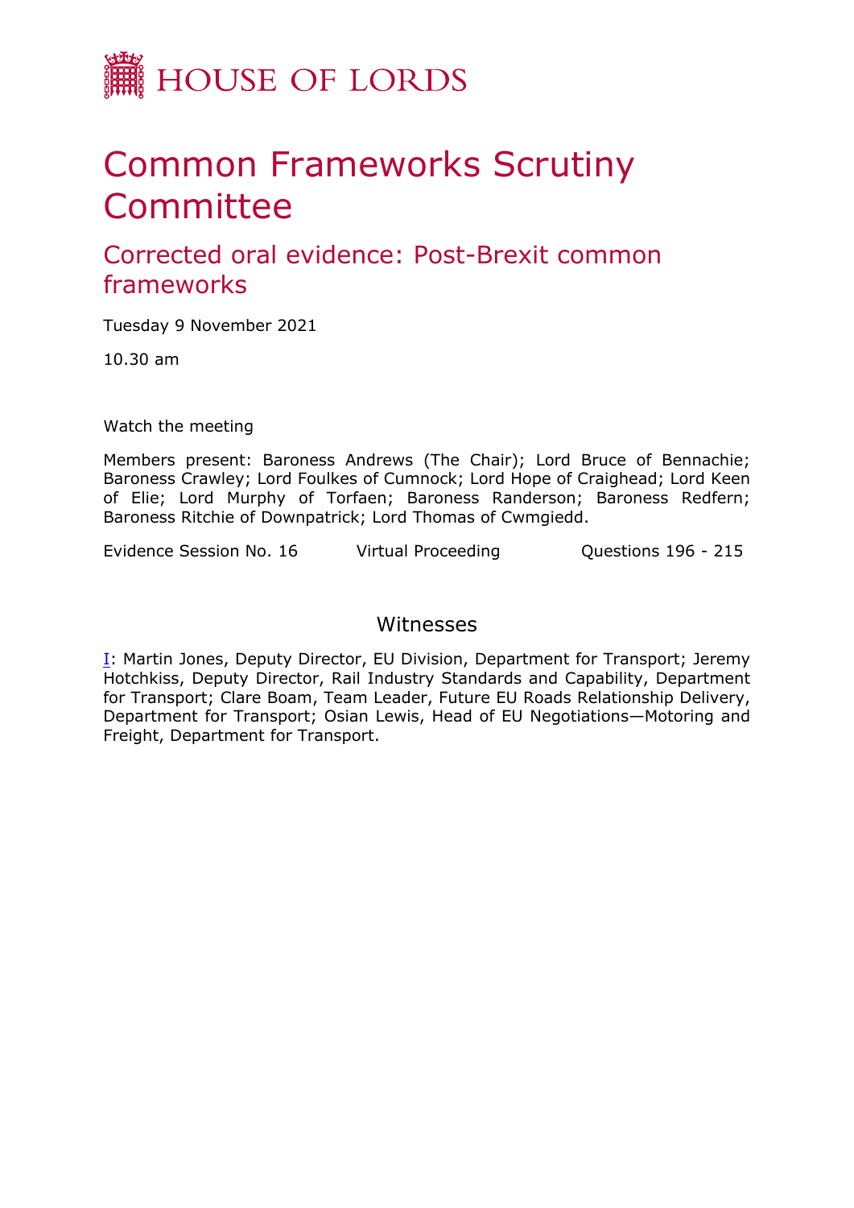HOUSE OF LORDS

# Common Frameworks Scrutiny Committee

## Corrected oral evidence: Post-Brexit common frameworks

Tuesday 9 November 2021

10.30 am

Watch the meeting

Members present: Baroness Andrews (The Chair); Lord Bruce of Bennachie; Baroness Crawley; Lord Foulkes of Cumnock; Lord Hope of Craighead; Lord Keen of Elie; Lord Murphy of Torfaen; Baroness Randerson; Baroness Redfern; Baroness Ritchie of Downpatrick; Lord Thomas of Cwmgiedd.

Evidence Session No. 16 Virtual Proceeding Questions 196 - 215

### Witnesses

I: Martin Jones, Deputy Director, EU Division, Department for Transport; Jeremy Hotchkiss, Deputy Director, Rail Industry Standards and Capability, Department for Transport; Clare Boam, Team Leader, Future EU Roads Relationship Delivery, Department for Transport; Osian Lewis, Head of EU Negotiations—Motoring and Freight, Department for Transport.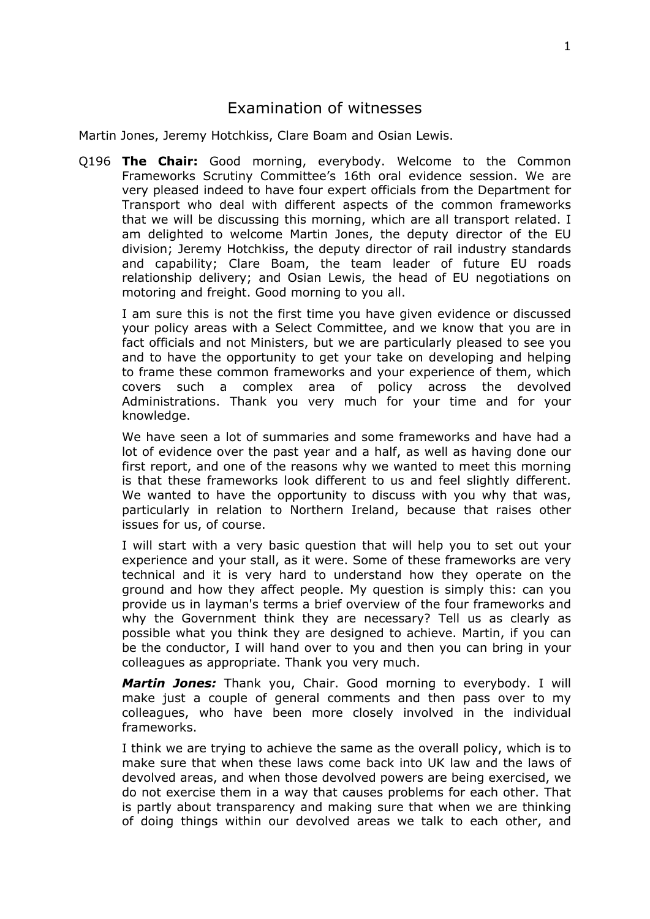# Examination of witnesses

Martin Jones, Jeremy Hotchkiss, Clare Boam and Osian Lewis.

Q196 **The Chair:** Good morning, everybody. Welcome to the Common Frameworks Scrutiny Committee's 16th oral evidence session. We are very pleased indeed to have four expert officials from the Department for Transport who deal with different aspects of the common frameworks that we will be discussing this morning, which are all transport related. I am delighted to welcome Martin Jones, the deputy director of the EU division; Jeremy Hotchkiss, the deputy director of rail industry standards and capability; Clare Boam, the team leader of future EU roads relationship delivery; and Osian Lewis, the head of EU negotiations on motoring and freight. Good morning to you all.

I am sure this is not the first time you have given evidence or discussed your policy areas with a Select Committee, and we know that you are in fact officials and not Ministers, but we are particularly pleased to see you and to have the opportunity to get your take on developing and helping to frame these common frameworks and your experience of them, which covers such a complex area of policy across the devolved Administrations. Thank you very much for your time and for your knowledge.

We have seen a lot of summaries and some frameworks and have had a lot of evidence over the past year and a half, as well as having done our first report, and one of the reasons why we wanted to meet this morning is that these frameworks look different to us and feel slightly different. We wanted to have the opportunity to discuss with you why that was, particularly in relation to Northern Ireland, because that raises other issues for us, of course.

I will start with a very basic question that will help you to set out your experience and your stall, as it were. Some of these frameworks are very technical and it is very hard to understand how they operate on the ground and how they affect people. My question is simply this: can you provide us in layman's terms a brief overview of the four frameworks and why the Government think they are necessary? Tell us as clearly as possible what you think they are designed to achieve. Martin, if you can be the conductor, I will hand over to you and then you can bring in your colleagues as appropriate. Thank you very much.

***Martin Jones:*** Thank you, Chair. Good morning to everybody. I will make just a couple of general comments and then pass over to my colleagues, who have been more closely involved in the individual frameworks.

I think we are trying to achieve the same as the overall policy, which is to make sure that when these laws come back into UK law and the laws of devolved areas, and when those devolved powers are being exercised, we do not exercise them in a way that causes problems for each other. That is partly about transparency and making sure that when we are thinking of doing things within our devolved areas we talk to each other, and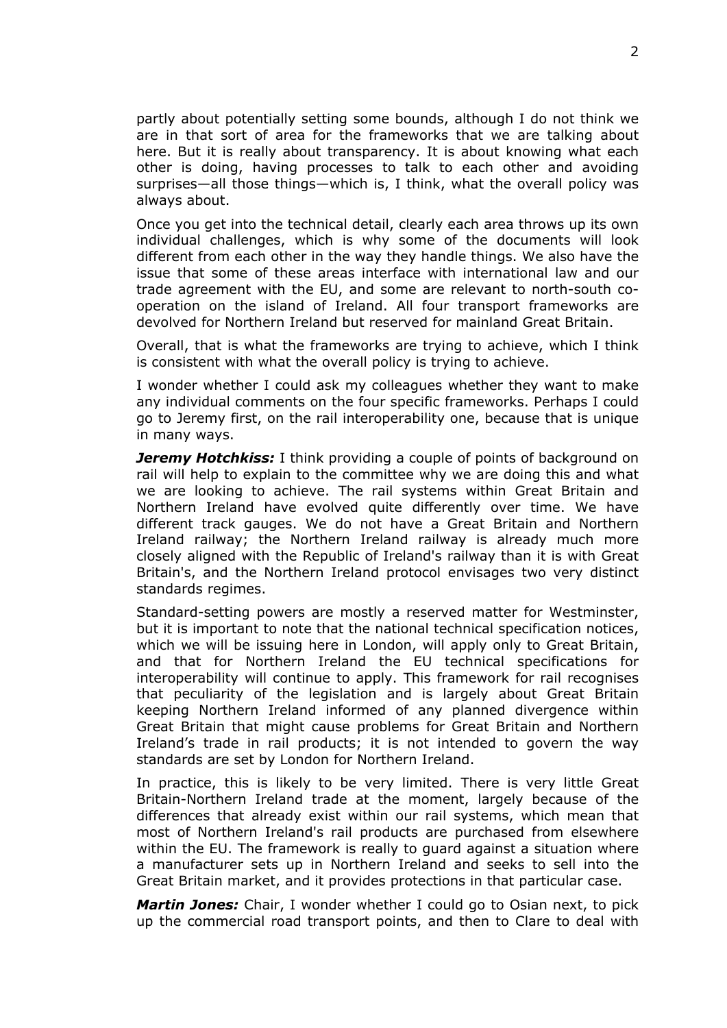partly about potentially setting some bounds, although I do not think we are in that sort of area for the frameworks that we are talking about here. But it is really about transparency. It is about knowing what each other is doing, having processes to talk to each other and avoiding surprises—all those things—which is, I think, what the overall policy was always about.

Once you get into the technical detail, clearly each area throws up its own individual challenges, which is why some of the documents will look different from each other in the way they handle things. We also have the issue that some of these areas interface with international law and our trade agreement with the EU, and some are relevant to north-south co-operation on the island of Ireland. All four transport frameworks are devolved for Northern Ireland but reserved for mainland Great Britain.

Overall, that is what the frameworks are trying to achieve, which I think is consistent with what the overall policy is trying to achieve.

I wonder whether I could ask my colleagues whether they want to make any individual comments on the four specific frameworks. Perhaps I could go to Jeremy first, on the rail interoperability one, because that is unique in many ways.

***Jeremy Hotchkiss:*** I think providing a couple of points of background on rail will help to explain to the committee why we are doing this and what we are looking to achieve. The rail systems within Great Britain and Northern Ireland have evolved quite differently over time. We have different track gauges. We do not have a Great Britain and Northern Ireland railway; the Northern Ireland railway is already much more closely aligned with the Republic of Ireland's railway than it is with Great Britain's, and the Northern Ireland protocol envisages two very distinct standards regimes.

Standard-setting powers are mostly a reserved matter for Westminster, but it is important to note that the national technical specification notices, which we will be issuing here in London, will apply only to Great Britain, and that for Northern Ireland the EU technical specifications for interoperability will continue to apply. This framework for rail recognises that peculiarity of the legislation and is largely about Great Britain keeping Northern Ireland informed of any planned divergence within Great Britain that might cause problems for Great Britain and Northern Ireland's trade in rail products; it is not intended to govern the way standards are set by London for Northern Ireland.

In practice, this is likely to be very limited. There is very little Great Britain-Northern Ireland trade at the moment, largely because of the differences that already exist within our rail systems, which mean that most of Northern Ireland's rail products are purchased from elsewhere within the EU. The framework is really to guard against a situation where a manufacturer sets up in Northern Ireland and seeks to sell into the Great Britain market, and it provides protections in that particular case.

***Martin Jones:*** Chair, I wonder whether I could go to Osian next, to pick up the commercial road transport points, and then to Clare to deal with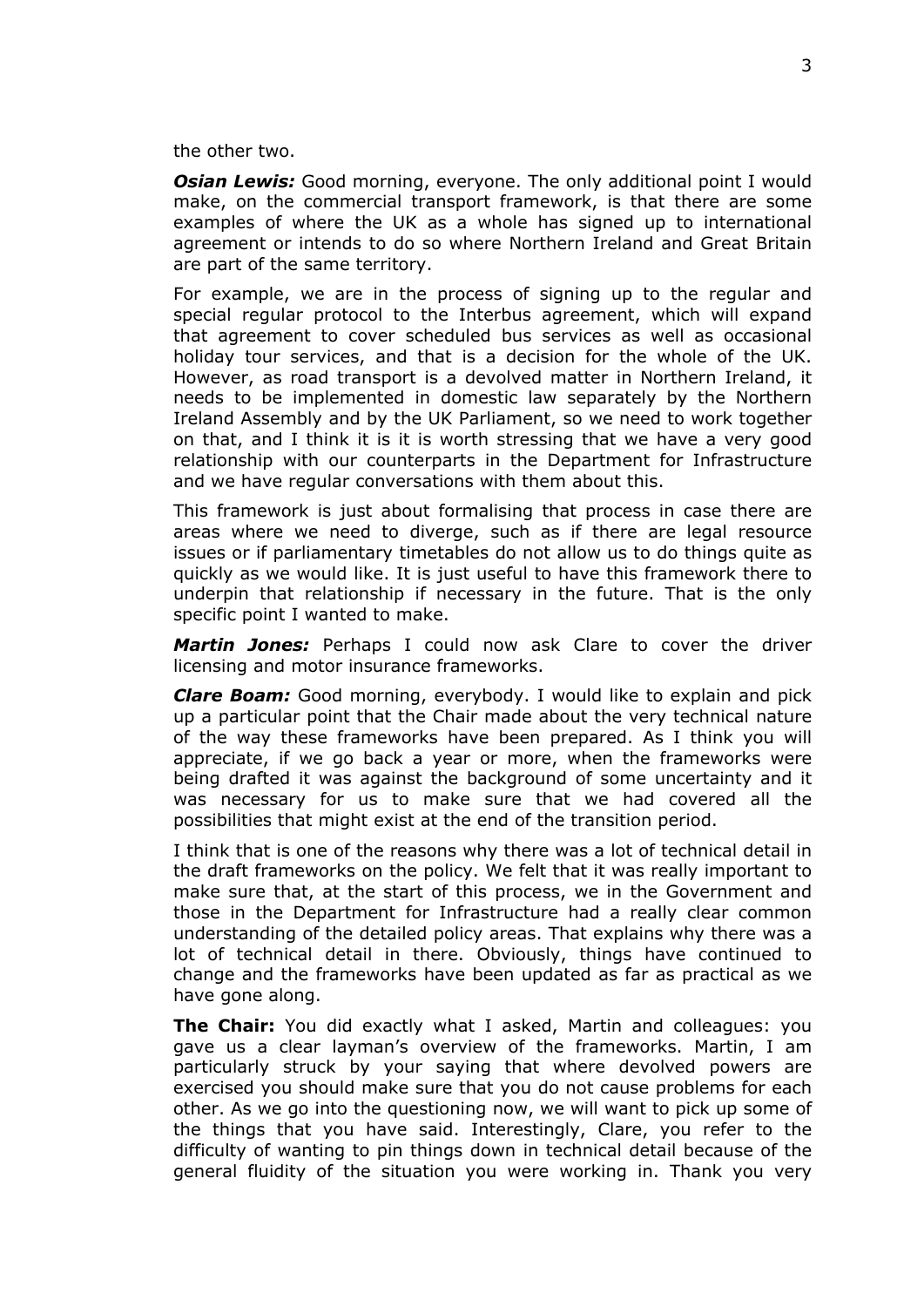the other two.

***Osian Lewis:*** Good morning, everyone. The only additional point I would make, on the commercial transport framework, is that there are some examples of where the UK as a whole has signed up to international agreement or intends to do so where Northern Ireland and Great Britain are part of the same territory.

For example, we are in the process of signing up to the regular and special regular protocol to the Interbus agreement, which will expand that agreement to cover scheduled bus services as well as occasional holiday tour services, and that is a decision for the whole of the UK. However, as road transport is a devolved matter in Northern Ireland, it needs to be implemented in domestic law separately by the Northern Ireland Assembly and by the UK Parliament, so we need to work together on that, and I think it is it is it is worth stressing that we have a very good relationship with our counterparts in the Department for Infrastructure and we have regular conversations with them about this.

This framework is just about formalising that process in case there are areas where we need to diverge, such as if there are legal resource issues or if parliamentary timetables do not allow us to do things quite as quickly as we would like. It is just useful to have this framework there to underpin that relationship if necessary in the future. That is the only specific point I wanted to make.

***Martin Jones:*** Perhaps I could now ask Clare to cover the driver licensing and motor insurance frameworks.

***Clare Boam:*** Good morning, everybody. I would like to explain and pick up a particular point that the Chair made about the very technical nature of the way these frameworks have been prepared. As I think you will appreciate, if we go back a year or more, when the frameworks were being drafted it was against the background of some uncertainty and it was necessary for us to make sure that we had covered all the possibilities that might exist at the end of the transition period.

I think that is one of the reasons why there was a lot of technical detail in the draft frameworks on the policy. We felt that it was really important to make sure that, at the start of this process, we in the Government and those in the Department for Infrastructure had a really clear common understanding of the detailed policy areas. That explains why there was a lot of technical detail in there. Obviously, things have continued to change and the frameworks have been updated as far as practical as we have gone along.

**The Chair:** You did exactly what I asked, Martin and colleagues: you gave us a clear layman's overview of the frameworks. Martin, I am particularly struck by your saying that where devolved powers are exercised you should make sure that you do not cause problems for each other. As we go into the questioning now, we will want to pick up some of the things that you have said. Interestingly, Clare, you refer to the difficulty of wanting to pin things down in technical detail because of the general fluidity of the situation you were working in. Thank you very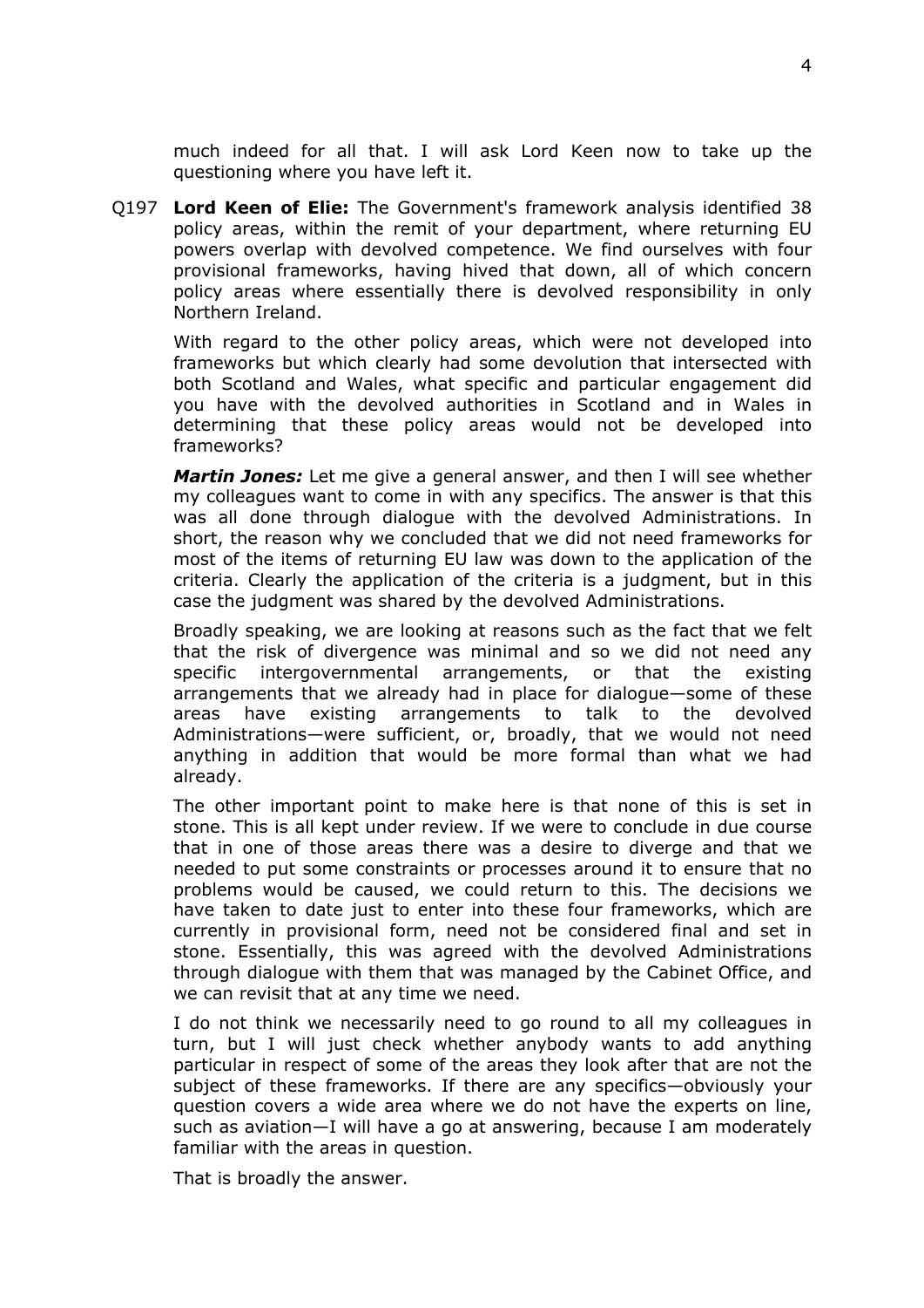much indeed for all that. I will ask Lord Keen now to take up the questioning where you have left it.

Q197 **Lord Keen of Elie:** The Government's framework analysis identified 38 policy areas, within the remit of your department, where returning EU powers overlap with devolved competence. We find ourselves with four provisional frameworks, having hived that down, all of which concern policy areas where essentially there is devolved responsibility in only Northern Ireland.

With regard to the other policy areas, which were not developed into frameworks but which clearly had some devolution that intersected with both Scotland and Wales, what specific and particular engagement did you have with the devolved authorities in Scotland and in Wales in determining that these policy areas would not be developed into frameworks?

***Martin Jones:*** Let me give a general answer, and then I will see whether my colleagues want to come in with any specifics. The answer is that this was all done through dialogue with the devolved Administrations. In short, the reason why we concluded that we did not need frameworks for most of the items of returning EU law was down to the application of the criteria. Clearly the application of the criteria is a judgment, but in this case the judgment was shared by the devolved Administrations.

Broadly speaking, we are looking at reasons such as the fact that we felt that the risk of divergence was minimal and so we did not need any specific intergovernmental arrangements, or that the existing arrangements that we already had in place for dialogue—some of these areas have existing arrangements to talk to the devolved Administrations—were sufficient, or, broadly, that we would not need anything in addition that would be more formal than what we had already.

The other important point to make here is that none of this is set in stone. This is all kept under review. If we were to conclude in due course that in one of those areas there was a desire to diverge and that we needed to put some constraints or processes around it to ensure that no problems would be caused, we could return to this. The decisions we have taken to date just to enter into these four frameworks, which are currently in provisional form, need not be considered final and set in stone. Essentially, this was agreed with the devolved Administrations through dialogue with them that was managed by the Cabinet Office, and we can revisit that at any time we need.

I do not think we necessarily need to go round to all my colleagues in turn, but I will just check whether anybody wants to add anything particular in respect of some of the areas they look after that are not the subject of these frameworks. If there are any specifics—obviously your question covers a wide area where we do not have the experts on line, such as aviation—I will have a go at answering, because I am moderately familiar with the areas in question.

That is broadly the answer.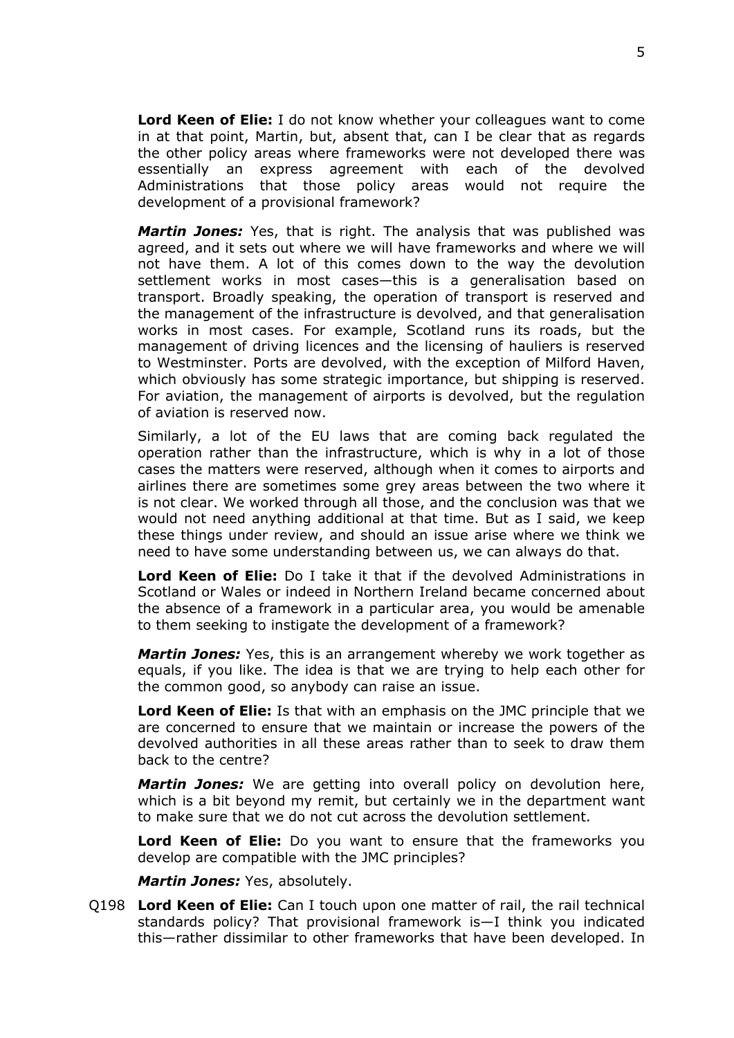**Lord Keen of Elie:** I do not know whether your colleagues want to come in at that point, Martin, but, absent that, can I be clear that as regards the other policy areas where frameworks were not developed there was essentially an express agreement with each of the devolved Administrations that those policy areas would not require the development of a provisional framework?

***Martin Jones:*** Yes, that is right. The analysis that was published was agreed, and it sets out where we will have frameworks and where we will not have them. A lot of this comes down to the way the devolution settlement works in most cases—this is a generalisation based on transport. Broadly speaking, the operation of transport is reserved and the management of the infrastructure is devolved, and that generalisation works in most cases. For example, Scotland runs its roads, but the management of driving licences and the licensing of hauliers is reserved to Westminster. Ports are devolved, with the exception of Milford Haven, which obviously has some strategic importance, but shipping is reserved. For aviation, the management of airports is devolved, but the regulation of aviation is reserved now.

Similarly, a lot of the EU laws that are coming back regulated the operation rather than the infrastructure, which is why in a lot of those cases the matters were reserved, although when it comes to airports and airlines there are sometimes some grey areas between the two where it is not clear. We worked through all those, and the conclusion was that we would not need anything additional at that time. But as I said, we keep these things under review, and should an issue arise where we think we need to have some understanding between us, we can always do that.

**Lord Keen of Elie:** Do I take it that if the devolved Administrations in Scotland or Wales or indeed in Northern Ireland became concerned about the absence of a framework in a particular area, you would be amenable to them seeking to instigate the development of a framework?

***Martin Jones:*** Yes, this is an arrangement whereby we work together as equals, if you like. The idea is that we are trying to help each other for the common good, so anybody can raise an issue.

**Lord Keen of Elie:** Is that with an emphasis on the JMC principle that we are concerned to ensure that we maintain or increase the powers of the devolved authorities in all these areas rather than to seek to draw them back to the centre?

***Martin Jones:*** We are getting into overall policy on devolution here, which is a bit beyond my remit, but certainly we in the department want to make sure that we do not cut across the devolution settlement.

**Lord Keen of Elie:** Do you want to ensure that the frameworks you develop are compatible with the JMC principles?

***Martin Jones:*** Yes, absolutely.

Q198 **Lord Keen of Elie:** Can I touch upon one matter of rail, the rail technical standards policy? That provisional framework is—I think you indicated this—rather dissimilar to other frameworks that have been developed. In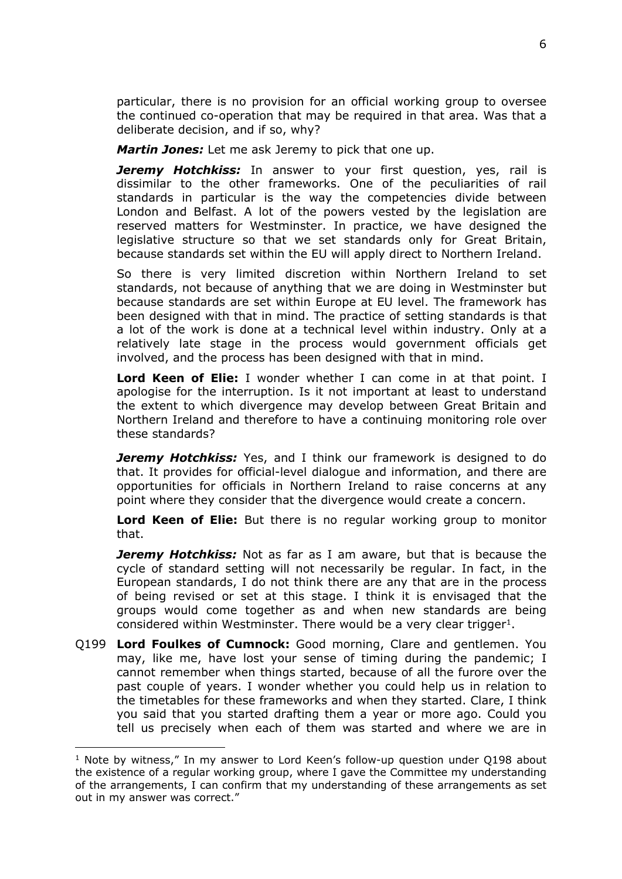particular, there is no provision for an official working group to oversee the continued co-operation that may be required in that area. Was that a deliberate decision, and if so, why?

***Martin Jones:*** Let me ask Jeremy to pick that one up.

***Jeremy Hotchkiss:*** In answer to your first question, yes, rail is dissimilar to the other frameworks. One of the peculiarities of rail standards in particular is the way the competencies divide between London and Belfast. A lot of the powers vested by the legislation are reserved matters for Westminster. In practice, we have designed the legislative structure so that we set standards only for Great Britain, because standards set within the EU will apply direct to Northern Ireland.

So there is very limited discretion within Northern Ireland to set standards, not because of anything that we are doing in Westminster but because standards are set within Europe at EU level. The framework has been designed with that in mind. The practice of setting standards is that a lot of the work is done at a technical level within industry. Only at a relatively late stage in the process would government officials get involved, and the process has been designed with that in mind.

**Lord Keen of Elie:** I wonder whether I can come in at that point. I apologise for the interruption. Is it not important at least to understand the extent to which divergence may develop between Great Britain and Northern Ireland and therefore to have a continuing monitoring role over these standards?

***Jeremy Hotchkiss:*** Yes, and I think our framework is designed to do that. It provides for official-level dialogue and information, and there are opportunities for officials in Northern Ireland to raise concerns at any point where they consider that the divergence would create a concern.

**Lord Keen of Elie:** But there is no regular working group to monitor that.

***Jeremy Hotchkiss:*** Not as far as I am aware, but that is because the cycle of standard setting will not necessarily be regular. In fact, in the European standards, I do not think there are any that are in the process of being revised or set at this stage. I think it is envisaged that the groups would come together as and when new standards are being considered within Westminster. There would be a very clear trigger[1].

Q199 **Lord Foulkes of Cumnock:** Good morning, Clare and gentlemen. You may, like me, have lost your sense of timing during the pandemic; I cannot remember when things started, because of all the furore over the past couple of years. I wonder whether you could help us in relation to the timetables for these frameworks and when they started. Clare, I think you said that you started drafting them a year or more ago. Could you tell us precisely when each of them was started and where we are in

[1] Note by witness," In my answer to Lord Keen's follow-up question under Q198 about the existence of a regular working group, where I gave the Committee my understanding of the arrangements, I can confirm that my understanding of these arrangements as set out in my answer was correct."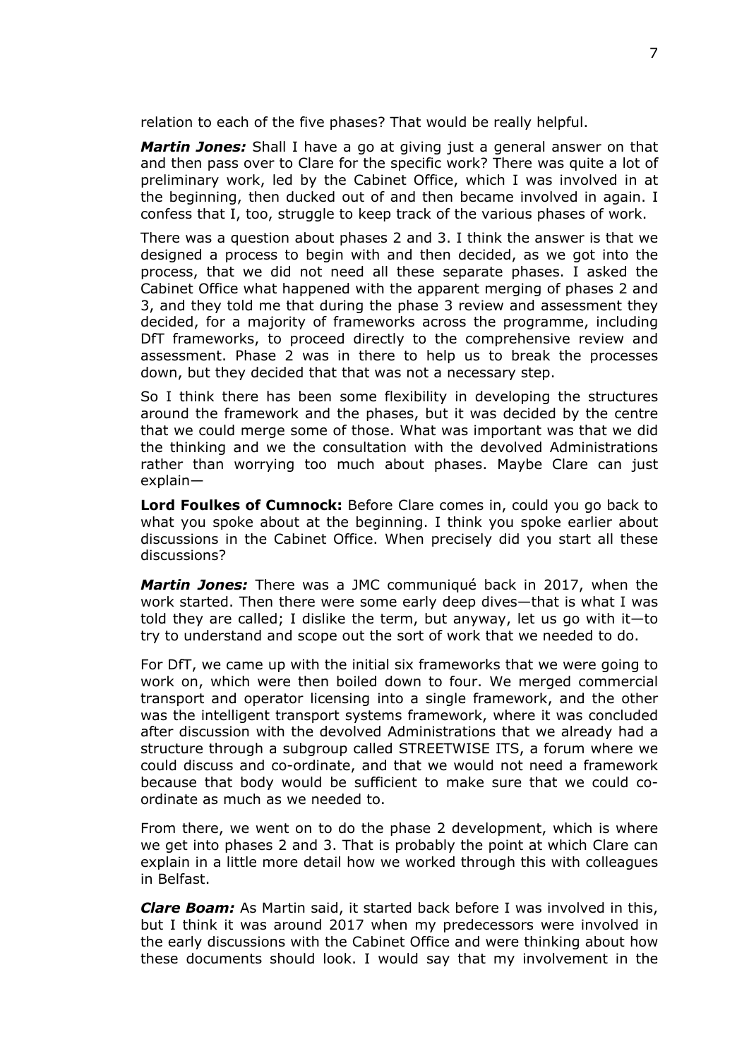relation to each of the five phases? That would be really helpful.

***Martin Jones:*** Shall I have a go at giving just a general answer on that and then pass over to Clare for the specific work? There was quite a lot of preliminary work, led by the Cabinet Office, which I was involved in at the beginning, then ducked out of and then became involved in again. I confess that I, too, struggle to keep track of the various phases of work.

There was a question about phases 2 and 3. I think the answer is that we designed a process to begin with and then decided, as we got into the process, that we did not need all these separate phases. I asked the Cabinet Office what happened with the apparent merging of phases 2 and 3, and they told me that during the phase 3 review and assessment they decided, for a majority of frameworks across the programme, including DfT frameworks, to proceed directly to the comprehensive review and assessment. Phase 2 was in there to help us to break the processes down, but they decided that that was not a necessary step.

So I think there has been some flexibility in developing the structures around the framework and the phases, but it was decided by the centre that we could merge some of those. What was important was that we did the thinking and we the consultation with the devolved Administrations rather than worrying too much about phases. Maybe Clare can just explain—

**Lord Foulkes of Cumnock:** Before Clare comes in, could you go back to what you spoke about at the beginning. I think you spoke earlier about discussions in the Cabinet Office. When precisely did you start all these discussions?

***Martin Jones:*** There was a JMC communiqué back in 2017, when the work started. Then there were some early deep dives—that is what I was told they are called; I dislike the term, but anyway, let us go with it—to try to understand and scope out the sort of work that we needed to do.

For DfT, we came up with the initial six frameworks that we were going to work on, which were then boiled down to four. We merged commercial transport and operator licensing into a single framework, and the other was the intelligent transport systems framework, where it was concluded after discussion with the devolved Administrations that we already had a structure through a subgroup called STREETWISE ITS, a forum where we could discuss and co-ordinate, and that we would not need a framework because that body would be sufficient to make sure that we could co-ordinate as much as we needed to.

From there, we went on to do the phase 2 development, which is where we get into phases 2 and 3. That is probably the point at which Clare can explain in a little more detail how we worked through this with colleagues in Belfast.

***Clare Boam:*** As Martin said, it started back before I was involved in this, but I think it was around 2017 when my predecessors were involved in the early discussions with the Cabinet Office and were thinking about how these documents should look. I would say that my involvement in the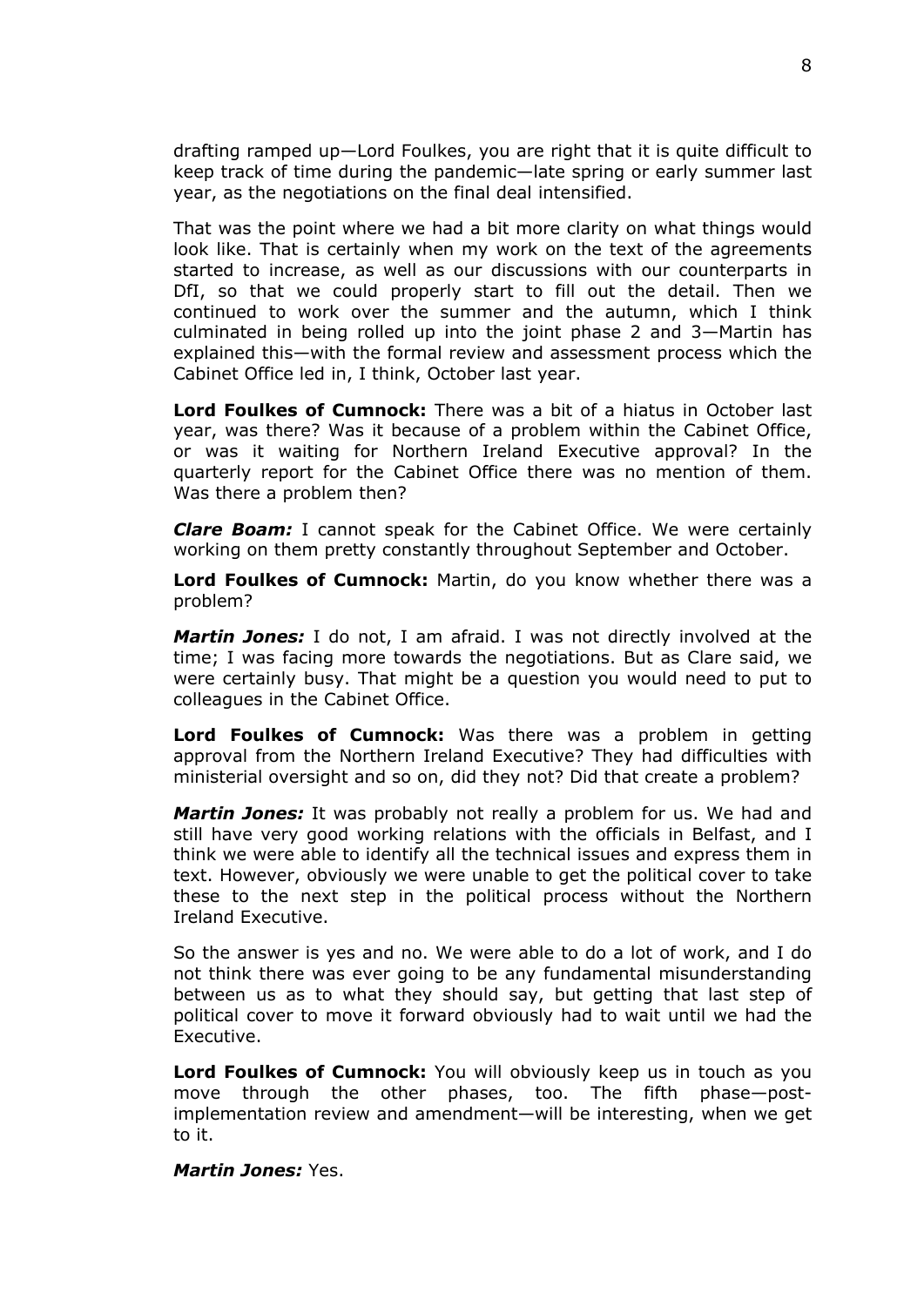drafting ramped up—Lord Foulkes, you are right that it is quite difficult to keep track of time during the pandemic—late spring or early summer last year, as the negotiations on the final deal intensified.

That was the point where we had a bit more clarity on what things would look like. That is certainly when my work on the text of the agreements started to increase, as well as our discussions with our counterparts in DfI, so that we could properly start to fill out the detail. Then we continued to work over the summer and the autumn, which I think culminated in being rolled up into the joint phase 2 and 3—Martin has explained this—with the formal review and assessment process which the Cabinet Office led in, I think, October last year.

**Lord Foulkes of Cumnock:** There was a bit of a hiatus in October last year, was there? Was it because of a problem within the Cabinet Office, or was it waiting for Northern Ireland Executive approval? In the quarterly report for the Cabinet Office there was no mention of them. Was there a problem then?

***Clare Boam:*** I cannot speak for the Cabinet Office. We were certainly working on them pretty constantly throughout September and October.

**Lord Foulkes of Cumnock:** Martin, do you know whether there was a problem?

***Martin Jones:*** I do not, I am afraid. I was not directly involved at the time; I was facing more towards the negotiations. But as Clare said, we were certainly busy. That might be a question you would need to put to colleagues in the Cabinet Office.

**Lord Foulkes of Cumnock:** Was there was a problem in getting approval from the Northern Ireland Executive? They had difficulties with ministerial oversight and so on, did they not? Did that create a problem?

***Martin Jones:*** It was probably not really a problem for us. We had and still have very good working relations with the officials in Belfast, and I think we were able to identify all the technical issues and express them in text. However, obviously we were unable to get the political cover to take these to the next step in the political process without the Northern Ireland Executive.

So the answer is yes and no. We were able to do a lot of work, and I do not think there was ever going to be any fundamental misunderstanding between us as to what they should say, but getting that last step of political cover to move it forward obviously had to wait until we had the Executive.

**Lord Foulkes of Cumnock:** You will obviously keep us in touch as you move through the other phases, too. The fifth phase—post-implementation review and amendment—will be interesting, when we get to it.

***Martin Jones:*** Yes.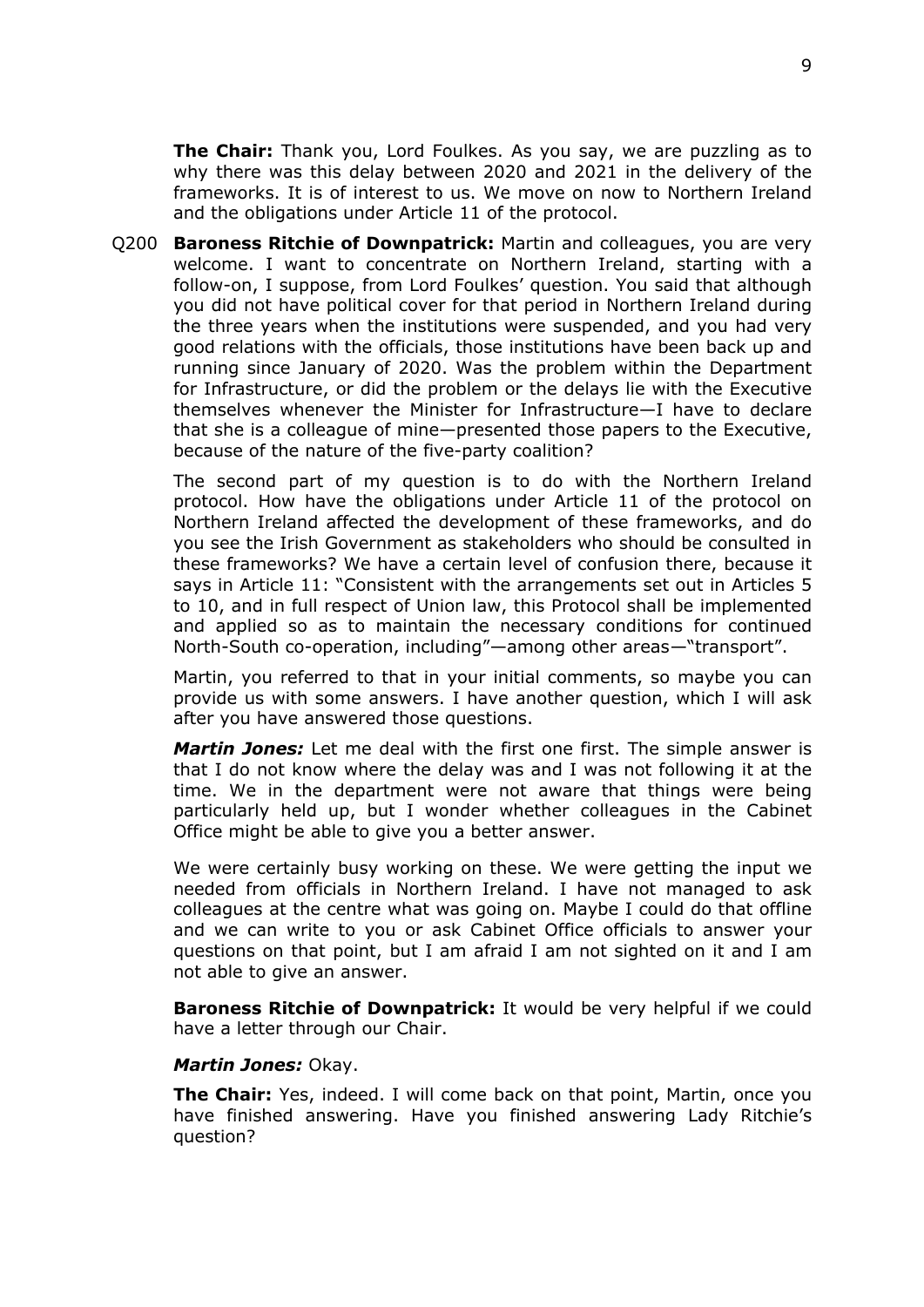**The Chair:** Thank you, Lord Foulkes. As you say, we are puzzling as to why there was this delay between 2020 and 2021 in the delivery of the frameworks. It is of interest to us. We move on now to Northern Ireland and the obligations under Article 11 of the protocol.

Q200 **Baroness Ritchie of Downpatrick:** Martin and colleagues, you are very welcome. I want to concentrate on Northern Ireland, starting with a follow-on, I suppose, from Lord Foulkes' question. You said that although you did not have political cover for that period in Northern Ireland during the three years when the institutions were suspended, and you had very good relations with the officials, those institutions have been back up and running since January of 2020. Was the problem within the Department for Infrastructure, or did the problem or the delays lie with the Executive themselves whenever the Minister for Infrastructure—I have to declare that she is a colleague of mine—presented those papers to the Executive, because of the nature of the five-party coalition?

The second part of my question is to do with the Northern Ireland protocol. How have the obligations under Article 11 of the protocol on Northern Ireland affected the development of these frameworks, and do you see the Irish Government as stakeholders who should be consulted in these frameworks? We have a certain level of confusion there, because it says in Article 11: "Consistent with the arrangements set out in Articles 5 to 10, and in full respect of Union law, this Protocol shall be implemented and applied so as to maintain the necessary conditions for continued North-South co-operation, including"—among other areas—"transport".

Martin, you referred to that in your initial comments, so maybe you can provide us with some answers. I have another question, which I will ask after you have answered those questions.

***Martin Jones:*** Let me deal with the first one first. The simple answer is that I do not know where the delay was and I was not following it at the time. We in the department were not aware that things were being particularly held up, but I wonder whether colleagues in the Cabinet Office might be able to give you a better answer.

We were certainly busy working on these. We were getting the input we needed from officials in Northern Ireland. I have not managed to ask colleagues at the centre what was going on. Maybe I could do that offline and we can write to you or ask Cabinet Office officials to answer your questions on that point, but I am afraid I am not sighted on it and I am not able to give an answer.

**Baroness Ritchie of Downpatrick:** It would be very helpful if we could have a letter through our Chair.

***Martin Jones:*** Okay.

**The Chair:** Yes, indeed. I will come back on that point, Martin, once you have finished answering. Have you finished answering Lady Ritchie's question?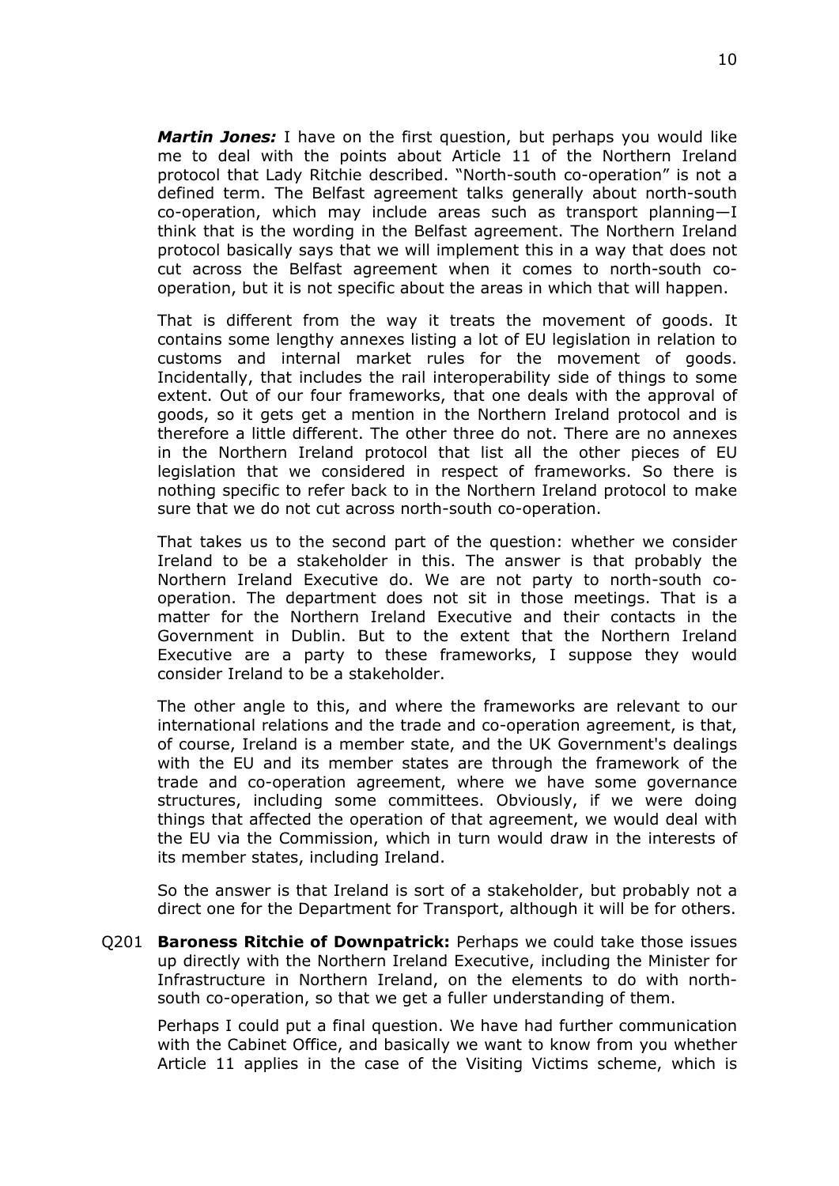***Martin Jones:*** I have on the first question, but perhaps you would like me to deal with the points about Article 11 of the Northern Ireland protocol that Lady Ritchie described. "North-south co-operation" is not a defined term. The Belfast agreement talks generally about north-south co-operation, which may include areas such as transport planning—I think that is the wording in the Belfast agreement. The Northern Ireland protocol basically says that we will implement this in a way that does not cut across the Belfast agreement when it comes to north-south co-operation, but it is not specific about the areas in which that will happen.

That is different from the way it treats the movement of goods. It contains some lengthy annexes listing a lot of EU legislation in relation to customs and internal market rules for the movement of goods. Incidentally, that includes the rail interoperability side of things to some extent. Out of our four frameworks, that one deals with the approval of goods, so it gets get a mention in the Northern Ireland protocol and is therefore a little different. The other three do not. There are no annexes in the Northern Ireland protocol that list all the other pieces of EU legislation that we considered in respect of frameworks. So there is nothing specific to refer back to in the Northern Ireland protocol to make sure that we do not cut across north-south co-operation.

That takes us to the second part of the question: whether we consider Ireland to be a stakeholder in this. The answer is that probably the Northern Ireland Executive do. We are not party to north-south co-operation. The department does not sit in those meetings. That is a matter for the Northern Ireland Executive and their contacts in the Government in Dublin. But to the extent that the Northern Ireland Executive are a party to these frameworks, I suppose they would consider Ireland to be a stakeholder.

The other angle to this, and where the frameworks are relevant to our international relations and the trade and co-operation agreement, is that, of course, Ireland is a member state, and the UK Government's dealings with the EU and its member states are through the framework of the trade and co-operation agreement, where we have some governance structures, including some committees. Obviously, if we were doing things that affected the operation of that agreement, we would deal with the EU via the Commission, which in turn would draw in the interests of its member states, including Ireland.

So the answer is that Ireland is sort of a stakeholder, but probably not a direct one for the Department for Transport, although it will be for others.

Q201 **Baroness Ritchie of Downpatrick:** Perhaps we could take those issues up directly with the Northern Ireland Executive, including the Minister for Infrastructure in Northern Ireland, on the elements to do with north-south co-operation, so that we get a fuller understanding of them.

Perhaps I could put a final question. We have had further communication with the Cabinet Office, and basically we want to know from you whether Article 11 applies in the case of the Visiting Victims scheme, which is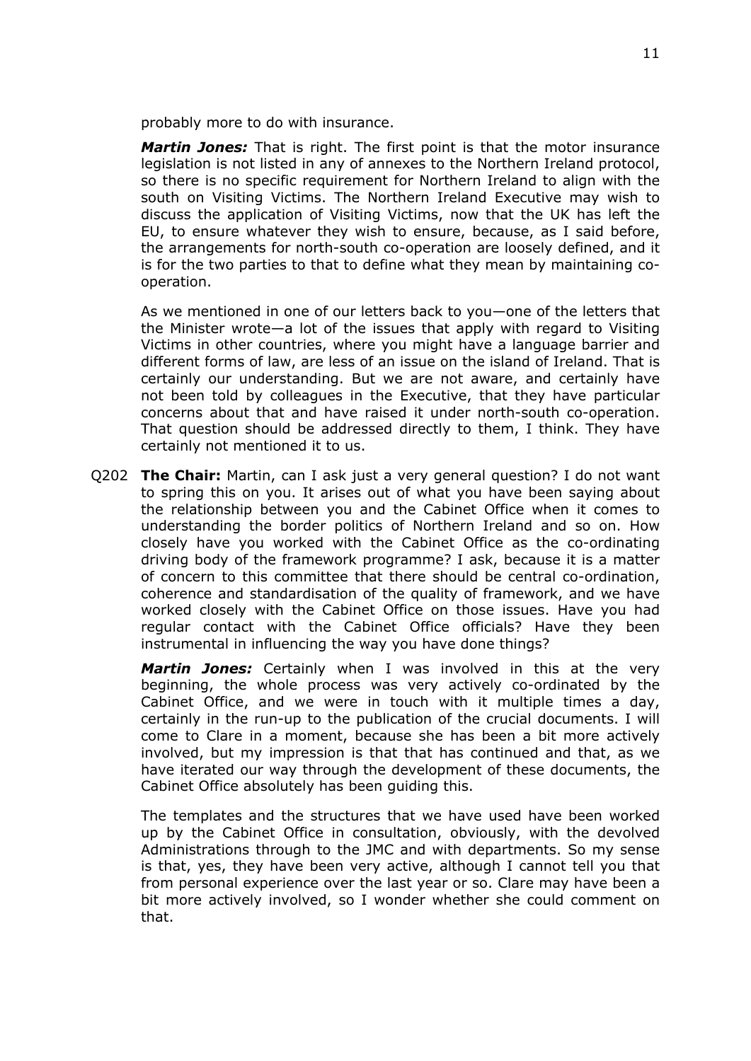probably more to do with insurance.

***Martin Jones:*** That is right. The first point is that the motor insurance legislation is not listed in any of annexes to the Northern Ireland protocol, so there is no specific requirement for Northern Ireland to align with the south on Visiting Victims. The Northern Ireland Executive may wish to discuss the application of Visiting Victims, now that the UK has left the EU, to ensure whatever they wish to ensure, because, as I said before, the arrangements for north-south co-operation are loosely defined, and it is for the two parties to that to define what they mean by maintaining co-operation.

As we mentioned in one of our letters back to you—one of the letters that the Minister wrote—a lot of the issues that apply with regard to Visiting Victims in other countries, where you might have a language barrier and different forms of law, are less of an issue on the island of Ireland. That is certainly our understanding. But we are not aware, and certainly have not been told by colleagues in the Executive, that they have particular concerns about that and have raised it under north-south co-operation. That question should be addressed directly to them, I think. They have certainly not mentioned it to us.

Q202 **The Chair:** Martin, can I ask just a very general question? I do not want to spring this on you. It arises out of what you have been saying about the relationship between you and the Cabinet Office when it comes to understanding the border politics of Northern Ireland and so on. How closely have you worked with the Cabinet Office as the co-ordinating driving body of the framework programme? I ask, because it is a matter of concern to this committee that there should be central co-ordination, coherence and standardisation of the quality of framework, and we have worked closely with the Cabinet Office on those issues. Have you had regular contact with the Cabinet Office officials? Have they been instrumental in influencing the way you have done things?

***Martin Jones:*** Certainly when I was involved in this at the very beginning, the whole process was very actively co-ordinated by the Cabinet Office, and we were in touch with it multiple times a day, certainly in the run-up to the publication of the crucial documents. I will come to Clare in a moment, because she has been a bit more actively involved, but my impression is that that has continued and that, as we have iterated our way through the development of these documents, the Cabinet Office absolutely has been guiding this.

The templates and the structures that we have used have been worked up by the Cabinet Office in consultation, obviously, with the devolved Administrations through to the JMC and with departments. So my sense is that, yes, they have been very active, although I cannot tell you that from personal experience over the last year or so. Clare may have been a bit more actively involved, so I wonder whether she could comment on that.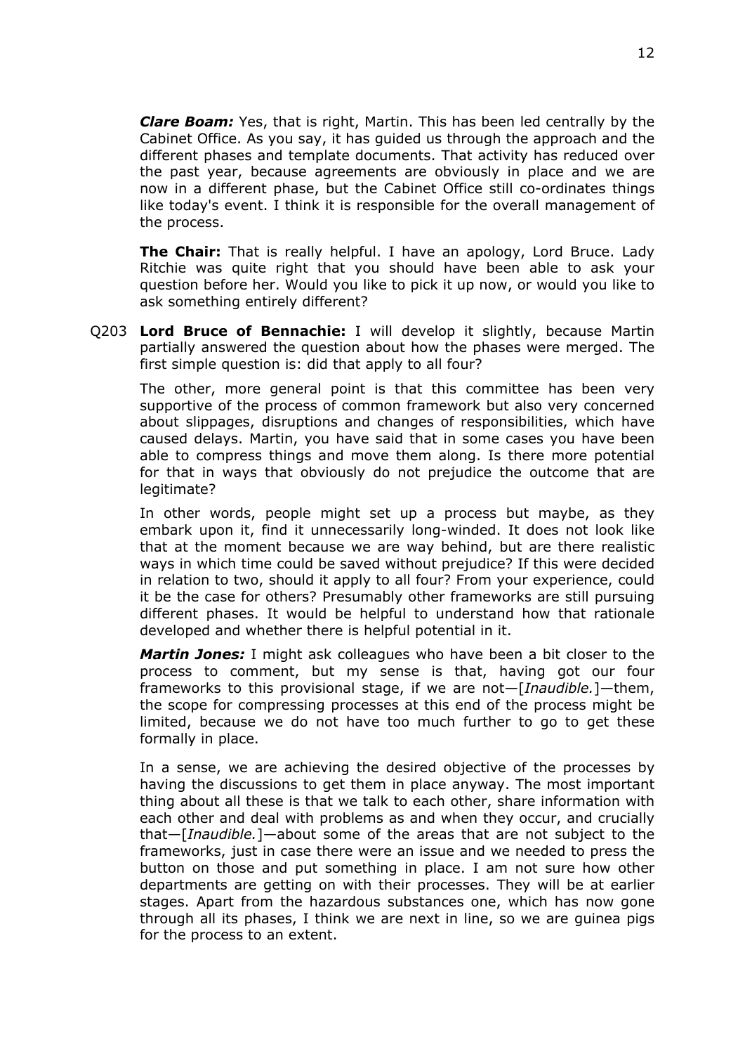***Clare Boam:*** Yes, that is right, Martin. This has been led centrally by the Cabinet Office. As you say, it has guided us through the approach and the different phases and template documents. That activity has reduced over the past year, because agreements are obviously in place and we are now in a different phase, but the Cabinet Office still co-ordinates things like today's event. I think it is responsible for the overall management of the process.

**The Chair:** That is really helpful. I have an apology, Lord Bruce. Lady Ritchie was quite right that you should have been able to ask your question before her. Would you like to pick it up now, or would you like to ask something entirely different?

Q203 **Lord Bruce of Bennachie:** I will develop it slightly, because Martin partially answered the question about how the phases were merged. The first simple question is: did that apply to all four?

The other, more general point is that this committee has been very supportive of the process of common framework but also very concerned about slippages, disruptions and changes of responsibilities, which have caused delays. Martin, you have said that in some cases you have been able to compress things and move them along. Is there more potential for that in ways that obviously do not prejudice the outcome that are legitimate?

In other words, people might set up a process but maybe, as they embark upon it, find it unnecessarily long-winded. It does not look like that at the moment because we are way behind, but are there realistic ways in which time could be saved without prejudice? If this were decided in relation to two, should it apply to all four? From your experience, could it be the case for others? Presumably other frameworks are still pursuing different phases. It would be helpful to understand how that rationale developed and whether there is helpful potential in it.

***Martin Jones:*** I might ask colleagues who have been a bit closer to the process to comment, but my sense is that, having got our four frameworks to this provisional stage, if we are not—[*Inaudible.*]—them, the scope for compressing processes at this end of the process might be limited, because we do not have too much further to go to get these formally in place.

In a sense, we are achieving the desired objective of the processes by having the discussions to get them in place anyway. The most important thing about all these is that we talk to each other, share information with each other and deal with problems as and when they occur, and crucially that—[*Inaudible.*]—about some of the areas that are not subject to the frameworks, just in case there were an issue and we needed to press the button on those and put something in place. I am not sure how other departments are getting on with their processes. They will be at earlier stages. Apart from the hazardous substances one, which has now gone through all its phases, I think we are next in line, so we are guinea pigs for the process to an extent.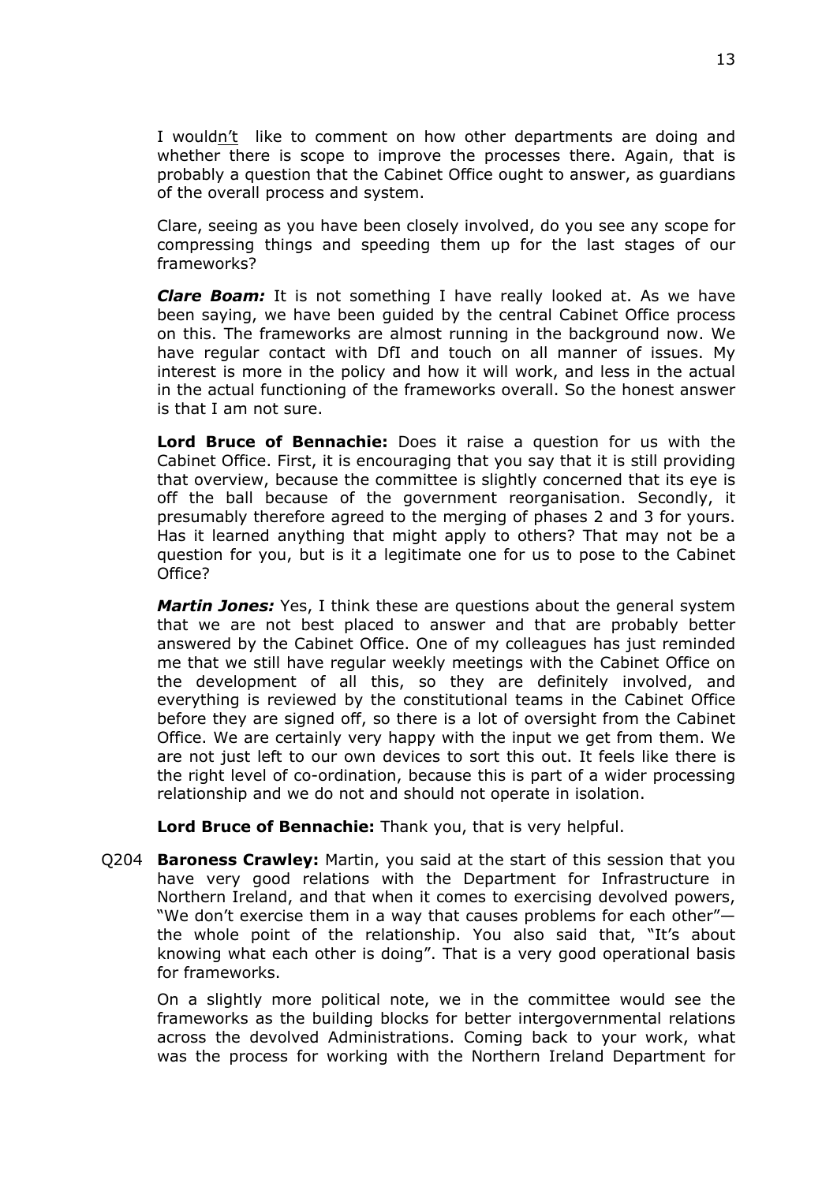I wouldn't like to comment on how other departments are doing and whether there is scope to improve the processes there. Again, that is probably a question that the Cabinet Office ought to answer, as guardians of the overall process and system.

Clare, seeing as you have been closely involved, do you see any scope for compressing things and speeding them up for the last stages of our frameworks?

***Clare Boam:*** It is not something I have really looked at. As we have been saying, we have been guided by the central Cabinet Office process on this. The frameworks are almost running in the background now. We have regular contact with DfI and touch on all manner of issues. My interest is more in the policy and how it will work, and less in the actual in the actual functioning of the frameworks overall. So the honest answer is that I am not sure.

**Lord Bruce of Bennachie:** Does it raise a question for us with the Cabinet Office. First, it is encouraging that you say that it is still providing that overview, because the committee is slightly concerned that its eye is off the ball because of the government reorganisation. Secondly, it presumably therefore agreed to the merging of phases 2 and 3 for yours. Has it learned anything that might apply to others? That may not be a question for you, but is it a legitimate one for us to pose to the Cabinet Office?

***Martin Jones:*** Yes, I think these are questions about the general system that we are not best placed to answer and that are probably better answered by the Cabinet Office. One of my colleagues has just reminded me that we still have regular weekly meetings with the Cabinet Office on the development of all this, so they are definitely involved, and everything is reviewed by the constitutional teams in the Cabinet Office before they are signed off, so there is a lot of oversight from the Cabinet Office. We are certainly very happy with the input we get from them. We are not just left to our own devices to sort this out. It feels like there is the right level of co-ordination, because this is part of a wider processing relationship and we do not and should not operate in isolation.

**Lord Bruce of Bennachie:** Thank you, that is very helpful.

Q204 **Baroness Crawley:** Martin, you said at the start of this session that you have very good relations with the Department for Infrastructure in Northern Ireland, and that when it comes to exercising devolved powers, "We don't exercise them in a way that causes problems for each other"—the whole point of the relationship. You also said that, "It's about knowing what each other is doing". That is a very good operational basis for frameworks.

On a slightly more political note, we in the committee would see the frameworks as the building blocks for better intergovernmental relations across the devolved Administrations. Coming back to your work, what was the process for working with the Northern Ireland Department for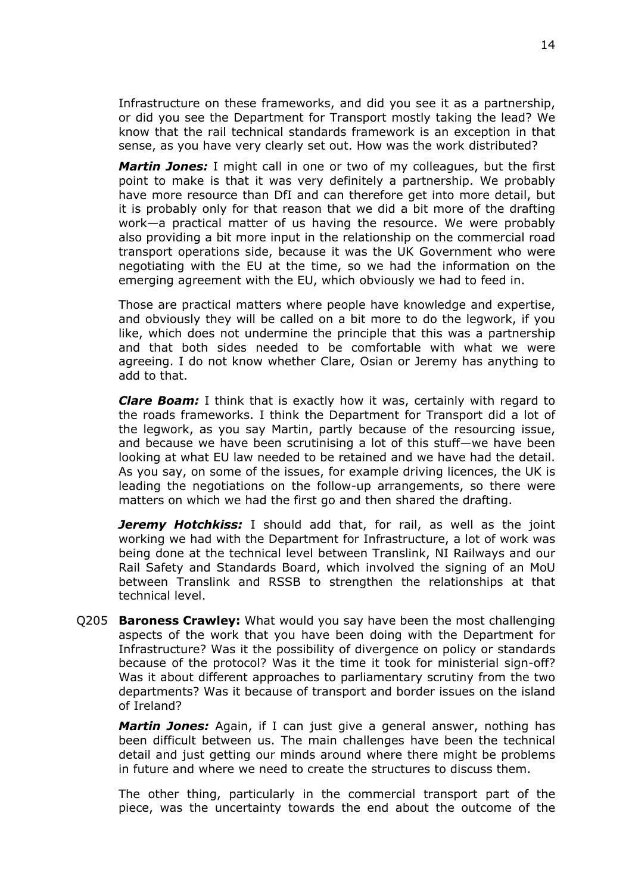Infrastructure on these frameworks, and did you see it as a partnership, or did you see the Department for Transport mostly taking the lead? We know that the rail technical standards framework is an exception in that sense, as you have very clearly set out. How was the work distributed?

***Martin Jones:*** I might call in one or two of my colleagues, but the first point to make is that it was very definitely a partnership. We probably have more resource than DfI and can therefore get into more detail, but it is probably only for that reason that we did a bit more of the drafting work—a practical matter of us having the resource. We were probably also providing a bit more input in the relationship on the commercial road transport operations side, because it was the UK Government who were negotiating with the EU at the time, so we had the information on the emerging agreement with the EU, which obviously we had to feed in.

Those are practical matters where people have knowledge and expertise, and obviously they will be called on a bit more to do the legwork, if you like, which does not undermine the principle that this was a partnership and that both sides needed to be comfortable with what we were agreeing. I do not know whether Clare, Osian or Jeremy has anything to add to that.

***Clare Boam:*** I think that is exactly how it was, certainly with regard to the roads frameworks. I think the Department for Transport did a lot of the legwork, as you say Martin, partly because of the resourcing issue, and because we have been scrutinising a lot of this stuff—we have been looking at what EU law needed to be retained and we have had the detail. As you say, on some of the issues, for example driving licences, the UK is leading the negotiations on the follow-up arrangements, so there were matters on which we had the first go and then shared the drafting.

***Jeremy Hotchkiss:*** I should add that, for rail, as well as the joint working we had with the Department for Infrastructure, a lot of work was being done at the technical level between Translink, NI Railways and our Rail Safety and Standards Board, which involved the signing of an MoU between Translink and RSSB to strengthen the relationships at that technical level.

Q205 **Baroness Crawley:** What would you say have been the most challenging aspects of the work that you have been doing with the Department for Infrastructure? Was it the possibility of divergence on policy or standards because of the protocol? Was it the time it took for ministerial sign-off? Was it about different approaches to parliamentary scrutiny from the two departments? Was it because of transport and border issues on the island of Ireland?

***Martin Jones:*** Again, if I can just give a general answer, nothing has been difficult between us. The main challenges have been the technical detail and just getting our minds around where there might be problems in future and where we need to create the structures to discuss them.

The other thing, particularly in the commercial transport part of the piece, was the uncertainty towards the end about the outcome of the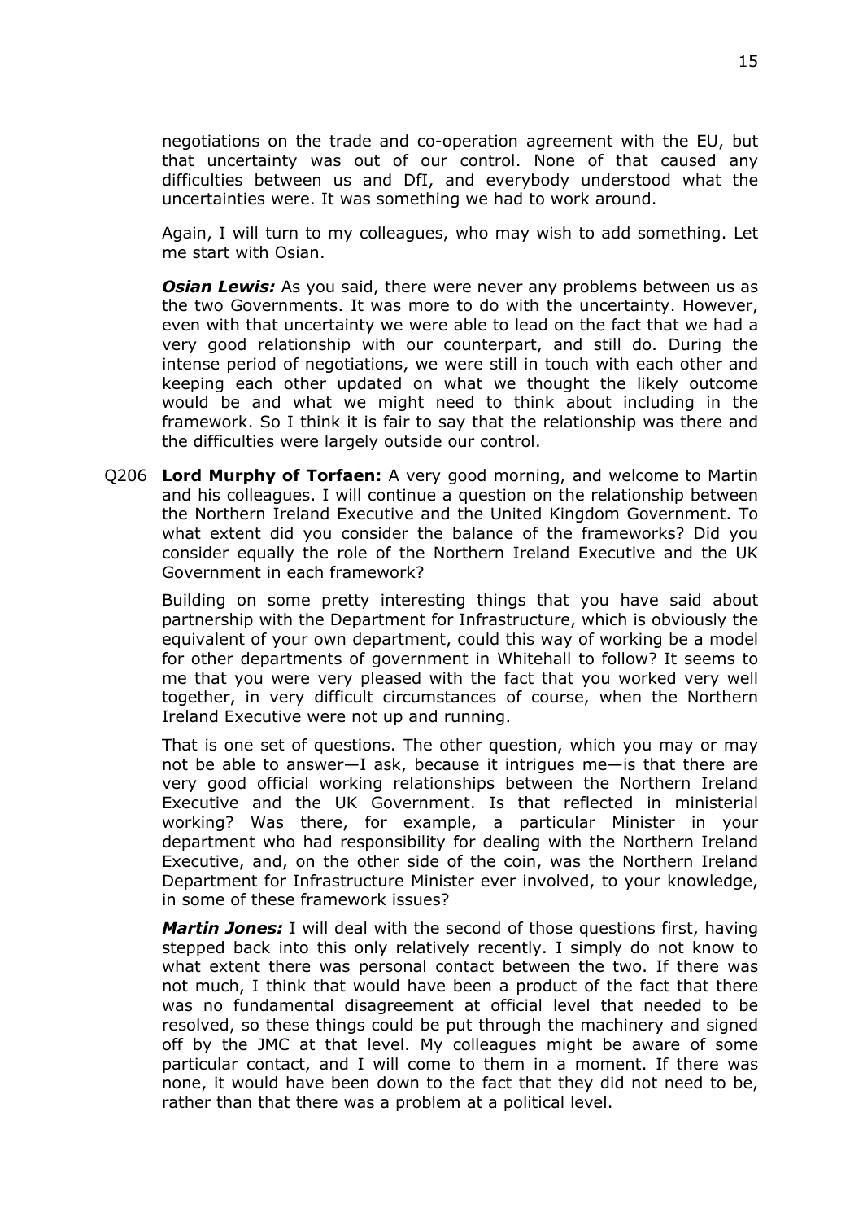negotiations on the trade and co-operation agreement with the EU, but that uncertainty was out of our control. None of that caused any difficulties between us and DfI, and everybody understood what the uncertainties were. It was something we had to work around.

Again, I will turn to my colleagues, who may wish to add something. Let me start with Osian.

***Osian Lewis:*** As you said, there were never any problems between us as the two Governments. It was more to do with the uncertainty. However, even with that uncertainty we were able to lead on the fact that we had a very good relationship with our counterpart, and still do. During the intense period of negotiations, we were still in touch with each other and keeping each other updated on what we thought the likely outcome would be and what we might need to think about including in the framework. So I think it is fair to say that the relationship was there and the difficulties were largely outside our control.

Q206 **Lord Murphy of Torfaen:** A very good morning, and welcome to Martin and his colleagues. I will continue a question on the relationship between the Northern Ireland Executive and the United Kingdom Government. To what extent did you consider the balance of the frameworks? Did you consider equally the role of the Northern Ireland Executive and the UK Government in each framework?

Building on some pretty interesting things that you have said about partnership with the Department for Infrastructure, which is obviously the equivalent of your own department, could this way of working be a model for other departments of government in Whitehall to follow? It seems to me that you were very pleased with the fact that you worked very well together, in very difficult circumstances of course, when the Northern Ireland Executive were not up and running.

That is one set of questions. The other question, which you may or may not be able to answer—I ask, because it intrigues me—is that there are very good official working relationships between the Northern Ireland Executive and the UK Government. Is that reflected in ministerial working? Was there, for example, a particular Minister in your department who had responsibility for dealing with the Northern Ireland Executive, and, on the other side of the coin, was the Northern Ireland Department for Infrastructure Minister ever involved, to your knowledge, in some of these framework issues?

***Martin Jones:*** I will deal with the second of those questions first, having stepped back into this only relatively recently. I simply do not know to what extent there was personal contact between the two. If there was not much, I think that would have been a product of the fact that there was no fundamental disagreement at official level that needed to be resolved, so these things could be put through the machinery and signed off by the JMC at that level. My colleagues might be aware of some particular contact, and I will come to them in a moment. If there was none, it would have been down to the fact that they did not need to be, rather than that there was a problem at a political level.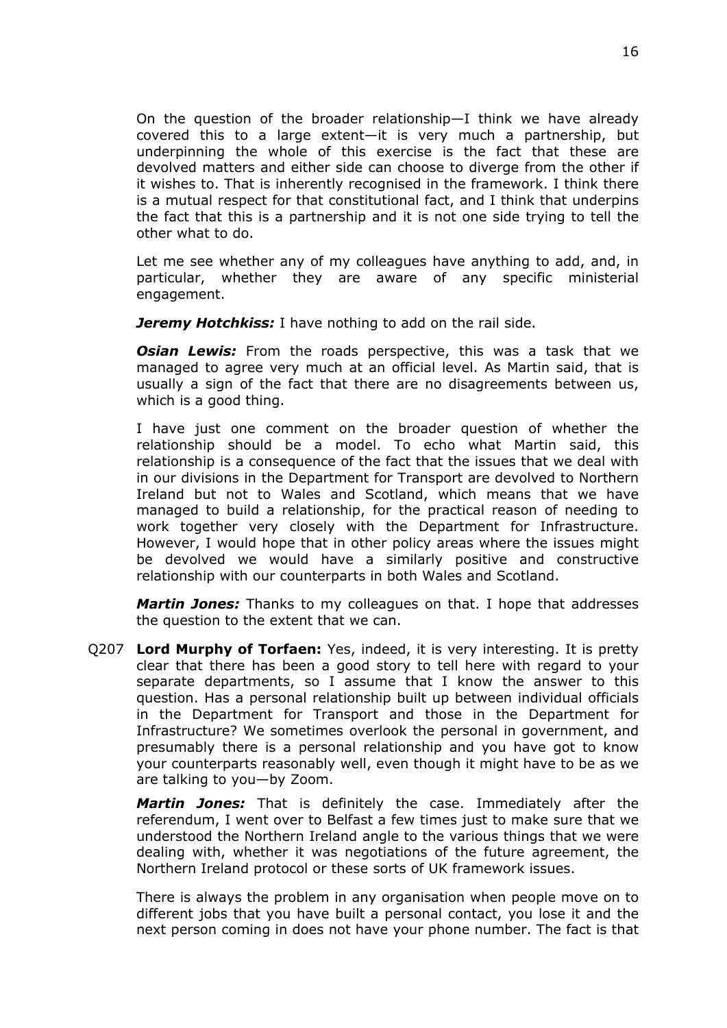On the question of the broader relationship—I think we have already covered this to a large extent—it is very much a partnership, but underpinning the whole of this exercise is the fact that these are devolved matters and either side can choose to diverge from the other if it wishes to. That is inherently recognised in the framework. I think there is a mutual respect for that constitutional fact, and I think that underpins the fact that this is a partnership and it is not one side trying to tell the other what to do.

Let me see whether any of my colleagues have anything to add, and, in particular, whether they are aware of any specific ministerial engagement.

***Jeremy Hotchkiss:*** I have nothing to add on the rail side.

***Osian Lewis:*** From the roads perspective, this was a task that we managed to agree very much at an official level. As Martin said, that is usually a sign of the fact that there are no disagreements between us, which is a good thing.

I have just one comment on the broader question of whether the relationship should be a model. To echo what Martin said, this relationship is a consequence of the fact that the issues that we deal with in our divisions in the Department for Transport are devolved to Northern Ireland but not to Wales and Scotland, which means that we have managed to build a relationship, for the practical reason of needing to work together very closely with the Department for Infrastructure. However, I would hope that in other policy areas where the issues might be devolved we would have a similarly positive and constructive relationship with our counterparts in both Wales and Scotland.

***Martin Jones:*** Thanks to my colleagues on that. I hope that addresses the question to the extent that we can.

Q207 **Lord Murphy of Torfaen:** Yes, indeed, it is very interesting. It is pretty clear that there has been a good story to tell here with regard to your separate departments, so I assume that I know the answer to this question. Has a personal relationship built up between individual officials in the Department for Transport and those in the Department for Infrastructure? We sometimes overlook the personal in government, and presumably there is a personal relationship and you have got to know your counterparts reasonably well, even though it might have to be as we are talking to you—by Zoom.

***Martin Jones:*** That is definitely the case. Immediately after the referendum, I went over to Belfast a few times just to make sure that we understood the Northern Ireland angle to the various things that we were dealing with, whether it was negotiations of the future agreement, the Northern Ireland protocol or these sorts of UK framework issues.

There is always the problem in any organisation when people move on to different jobs that you have built a personal contact, you lose it and the next person coming in does not have your phone number. The fact is that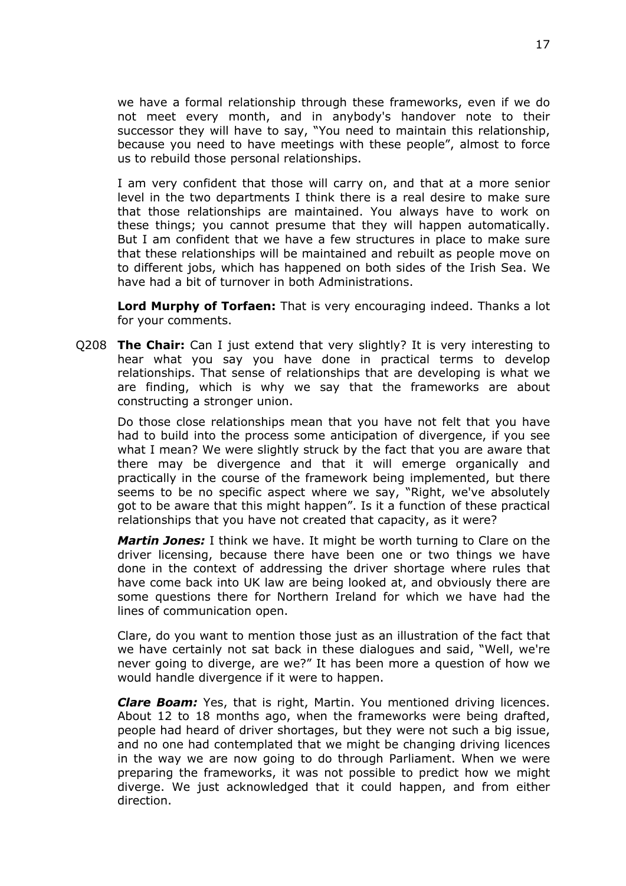we have a formal relationship through these frameworks, even if we do not meet every month, and in anybody's handover note to their successor they will have to say, "You need to maintain this relationship, because you need to have meetings with these people", almost to force us to rebuild those personal relationships.

I am very confident that those will carry on, and that at a more senior level in the two departments I think there is a real desire to make sure that those relationships are maintained. You always have to work on these things; you cannot presume that they will happen automatically. But I am confident that we have a few structures in place to make sure that these relationships will be maintained and rebuilt as people move on to different jobs, which has happened on both sides of the Irish Sea. We have had a bit of turnover in both Administrations.

**Lord Murphy of Torfaen:** That is very encouraging indeed. Thanks a lot for your comments.

Q208 **The Chair:** Can I just extend that very slightly? It is very interesting to hear what you say you have done in practical terms to develop relationships. That sense of relationships that are developing is what we are finding, which is why we say that the frameworks are about constructing a stronger union.

Do those close relationships mean that you have not felt that you have had to build into the process some anticipation of divergence, if you see what I mean? We were slightly struck by the fact that you are aware that there may be divergence and that it will emerge organically and practically in the course of the framework being implemented, but there seems to be no specific aspect where we say, "Right, we've absolutely got to be aware that this might happen". Is it a function of these practical relationships that you have not created that capacity, as it were?

***Martin Jones:*** I think we have. It might be worth turning to Clare on the driver licensing, because there have been one or two things we have done in the context of addressing the driver shortage where rules that have come back into UK law are being looked at, and obviously there are some questions there for Northern Ireland for which we have had the lines of communication open.

Clare, do you want to mention those just as an illustration of the fact that we have certainly not sat back in these dialogues and said, "Well, we're never going to diverge, are we?" It has been more a question of how we would handle divergence if it were to happen.

***Clare Boam:*** Yes, that is right, Martin. You mentioned driving licences. About 12 to 18 months ago, when the frameworks were being drafted, people had heard of driver shortages, but they were not such a big issue, and no one had contemplated that we might be changing driving licences in the way we are now going to do through Parliament. When we were preparing the frameworks, it was not possible to predict how we might diverge. We just acknowledged that it could happen, and from either direction.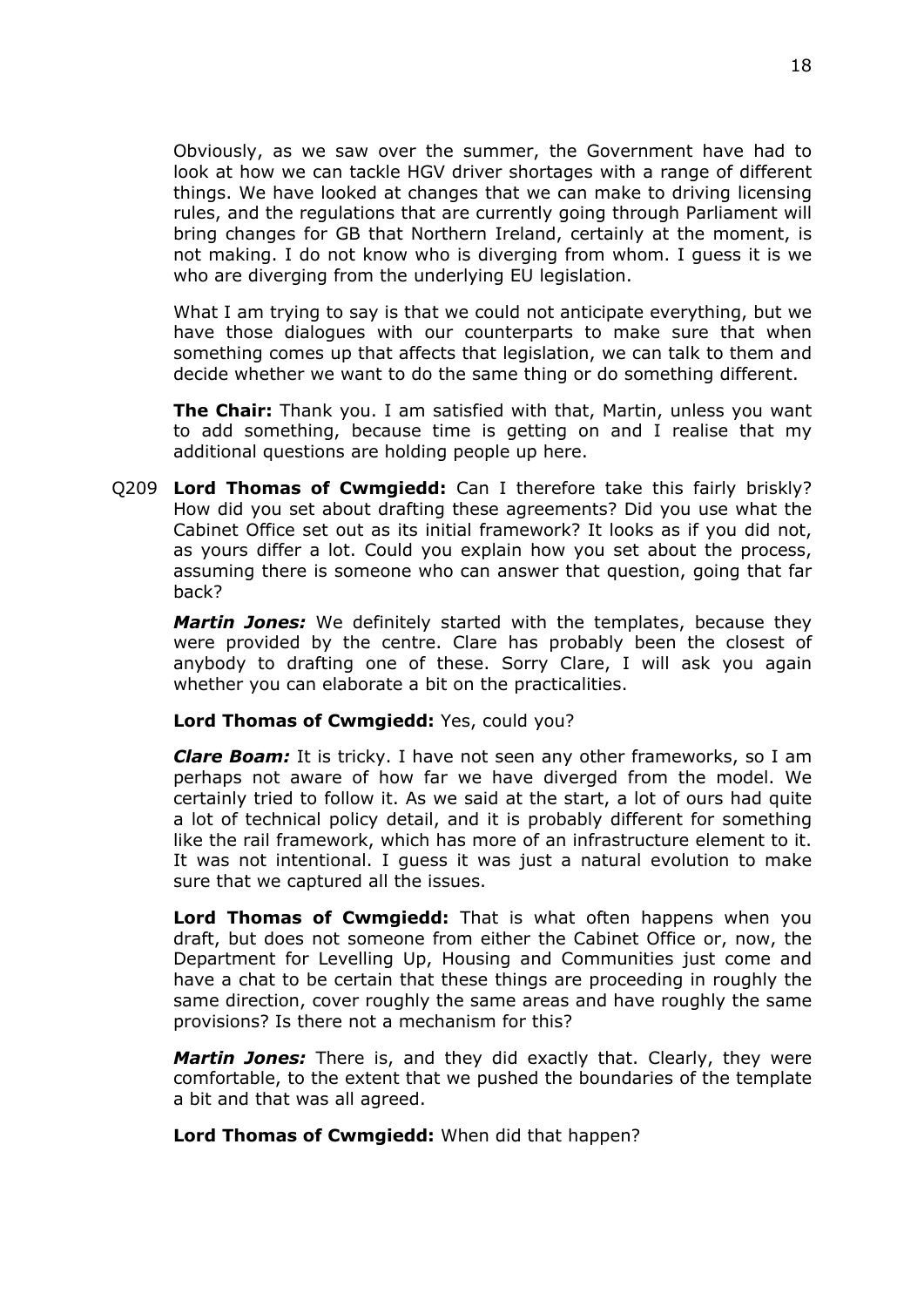Obviously, as we saw over the summer, the Government have had to look at how we can tackle HGV driver shortages with a range of different things. We have looked at changes that we can make to driving licensing rules, and the regulations that are currently going through Parliament will bring changes for GB that Northern Ireland, certainly at the moment, is not making. I do not know who is diverging from whom. I guess it is we who are diverging from the underlying EU legislation.

What I am trying to say is that we could not anticipate everything, but we have those dialogues with our counterparts to make sure that when something comes up that affects that legislation, we can talk to them and decide whether we want to do the same thing or do something different.

**The Chair:** Thank you. I am satisfied with that, Martin, unless you want to add something, because time is getting on and I realise that my additional questions are holding people up here.

Q209 **Lord Thomas of Cwmgiedd:** Can I therefore take this fairly briskly? How did you set about drafting these agreements? Did you use what the Cabinet Office set out as its initial framework? It looks as if you did not, as yours differ a lot. Could you explain how you set about the process, assuming there is someone who can answer that question, going that far back?

***Martin Jones:*** We definitely started with the templates, because they were provided by the centre. Clare has probably been the closest of anybody to drafting one of these. Sorry Clare, I will ask you again whether you can elaborate a bit on the practicalities.

**Lord Thomas of Cwmgiedd:** Yes, could you?

***Clare Boam:*** It is tricky. I have not seen any other frameworks, so I am perhaps not aware of how far we have diverged from the model. We certainly tried to follow it. As we said at the start, a lot of ours had quite a lot of technical policy detail, and it is probably different for something like the rail framework, which has more of an infrastructure element to it. It was not intentional. I guess it was just a natural evolution to make sure that we captured all the issues.

**Lord Thomas of Cwmgiedd:** That is what often happens when you draft, but does not someone from either the Cabinet Office or, now, the Department for Levelling Up, Housing and Communities just come and have a chat to be certain that these things are proceeding in roughly the same direction, cover roughly the same areas and have roughly the same provisions? Is there not a mechanism for this?

***Martin Jones:*** There is, and they did exactly that. Clearly, they were comfortable, to the extent that we pushed the boundaries of the template a bit and that was all agreed.

**Lord Thomas of Cwmgiedd:** When did that happen?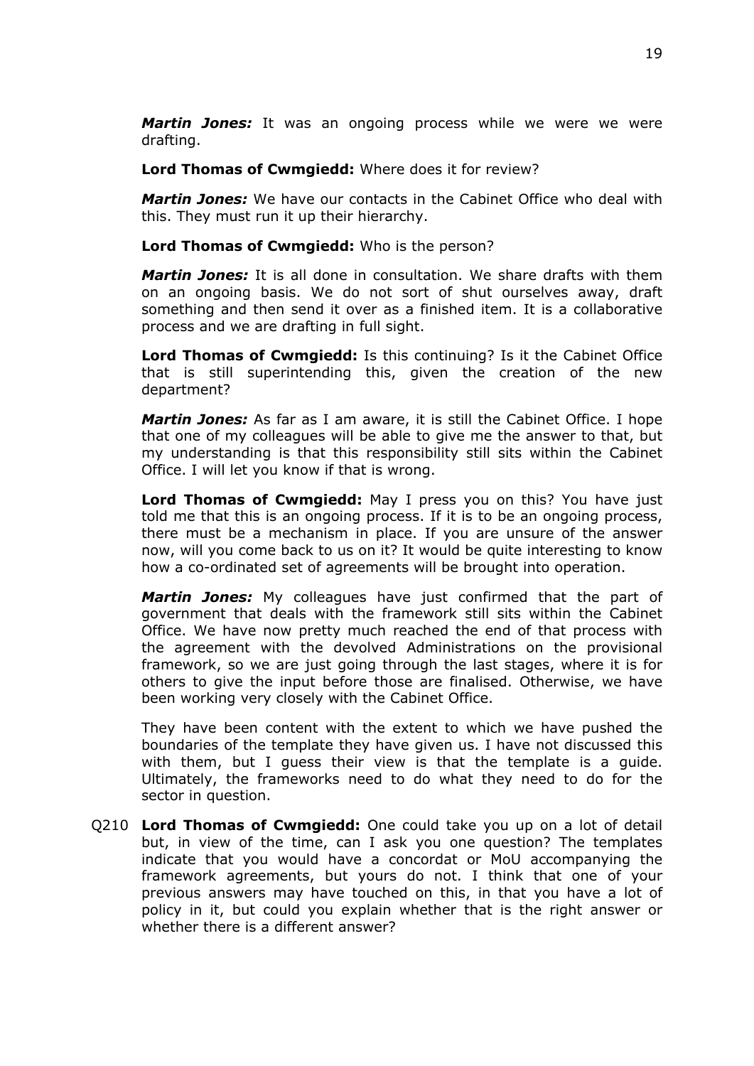***Martin Jones:*** It was an ongoing process while we were we were drafting.

**Lord Thomas of Cwmgiedd:** Where does it for review?

***Martin Jones:*** We have our contacts in the Cabinet Office who deal with this. They must run it up their hierarchy.

**Lord Thomas of Cwmgiedd:** Who is the person?

***Martin Jones:*** It is all done in consultation. We share drafts with them on an ongoing basis. We do not sort of shut ourselves away, draft something and then send it over as a finished item. It is a collaborative process and we are drafting in full sight.

**Lord Thomas of Cwmgiedd:** Is this continuing? Is it the Cabinet Office that is still superintending this, given the creation of the new department?

***Martin Jones:*** As far as I am aware, it is still the Cabinet Office. I hope that one of my colleagues will be able to give me the answer to that, but my understanding is that this responsibility still sits within the Cabinet Office. I will let you know if that is wrong.

**Lord Thomas of Cwmgiedd:** May I press you on this? You have just told me that this is an ongoing process. If it is to be an ongoing process, there must be a mechanism in place. If you are unsure of the answer now, will you come back to us on it? It would be quite interesting to know how a co-ordinated set of agreements will be brought into operation.

***Martin Jones:*** My colleagues have just confirmed that the part of government that deals with the framework still sits within the Cabinet Office. We have now pretty much reached the end of that process with the agreement with the devolved Administrations on the provisional framework, so we are just going through the last stages, where it is for others to give the input before those are finalised. Otherwise, we have been working very closely with the Cabinet Office.

They have been content with the extent to which we have pushed the boundaries of the template they have given us. I have not discussed this with them, but I guess their view is that the template is a guide. Ultimately, the frameworks need to do what they need to do for the sector in question.

Q210 **Lord Thomas of Cwmgiedd:** One could take you up on a lot of detail but, in view of the time, can I ask you one question? The templates indicate that you would have a concordat or MoU accompanying the framework agreements, but yours do not. I think that one of your previous answers may have touched on this, in that you have a lot of policy in it, but could you explain whether that is the right answer or whether there is a different answer?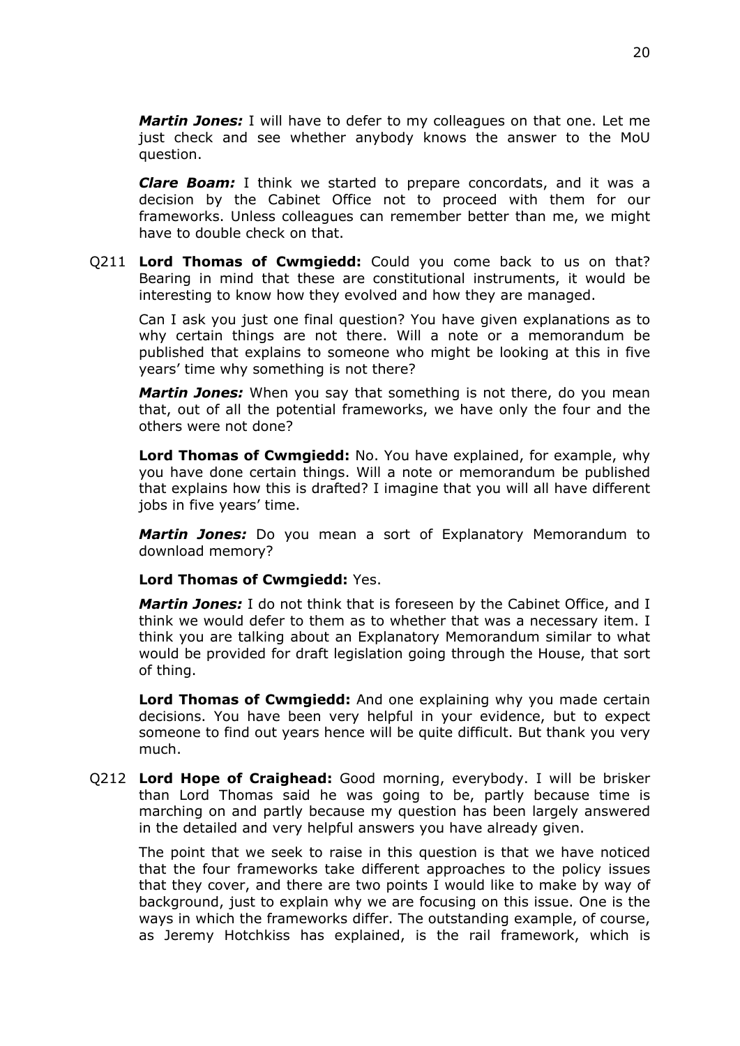***Martin Jones:*** I will have to defer to my colleagues on that one. Let me just check and see whether anybody knows the answer to the MoU question.

***Clare Boam:*** I think we started to prepare concordats, and it was a decision by the Cabinet Office not to proceed with them for our frameworks. Unless colleagues can remember better than me, we might have to double check on that.

Q211 **Lord Thomas of Cwmgiedd:** Could you come back to us on that? Bearing in mind that these are constitutional instruments, it would be interesting to know how they evolved and how they are managed.

Can I ask you just one final question? You have given explanations as to why certain things are not there. Will a note or a memorandum be published that explains to someone who might be looking at this in five years' time why something is not there?

***Martin Jones:*** When you say that something is not there, do you mean that, out of all the potential frameworks, we have only the four and the others were not done?

**Lord Thomas of Cwmgiedd:** No. You have explained, for example, why you have done certain things. Will a note or memorandum be published that explains how this is drafted? I imagine that you will all have different jobs in five years' time.

***Martin Jones:*** Do you mean a sort of Explanatory Memorandum to download memory?

**Lord Thomas of Cwmgiedd:** Yes.

***Martin Jones:*** I do not think that is foreseen by the Cabinet Office, and I think we would defer to them as to whether that was a necessary item. I think you are talking about an Explanatory Memorandum similar to what would be provided for draft legislation going through the House, that sort of thing.

**Lord Thomas of Cwmgiedd:** And one explaining why you made certain decisions. You have been very helpful in your evidence, but to expect someone to find out years hence will be quite difficult. But thank you very much.

Q212 **Lord Hope of Craighead:** Good morning, everybody. I will be brisker than Lord Thomas said he was going to be, partly because time is marching on and partly because my question has been largely answered in the detailed and very helpful answers you have already given.

The point that we seek to raise in this question is that we have noticed that the four frameworks take different approaches to the policy issues that they cover, and there are two points I would like to make by way of background, just to explain why we are focusing on this issue. One is the ways in which the frameworks differ. The outstanding example, of course, as Jeremy Hotchkiss has explained, is the rail framework, which is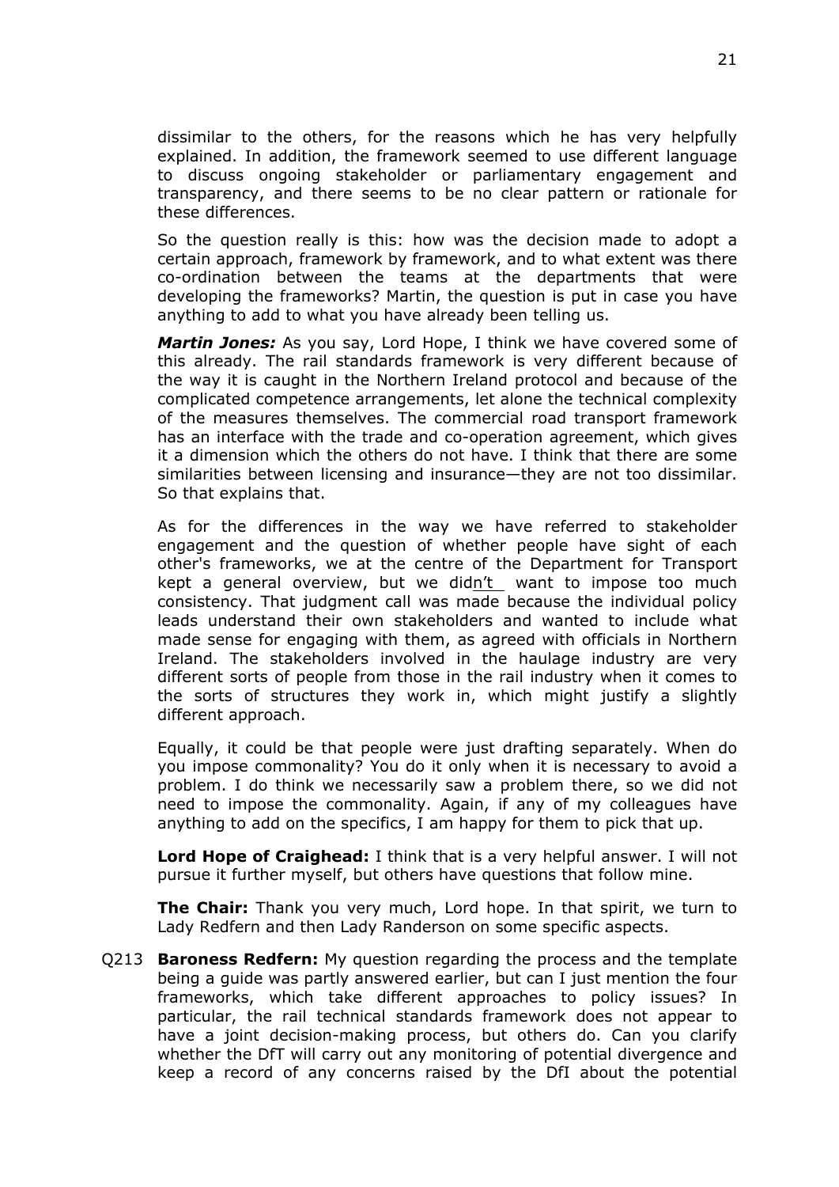dissimilar to the others, for the reasons which he has very helpfully explained. In addition, the framework seemed to use different language to discuss ongoing stakeholder or parliamentary engagement and transparency, and there seems to be no clear pattern or rationale for these differences.

So the question really is this: how was the decision made to adopt a certain approach, framework by framework, and to what extent was there co-ordination between the teams at the departments that were developing the frameworks? Martin, the question is put in case you have anything to add to what you have already been telling us.

***Martin Jones:*** As you say, Lord Hope, I think we have covered some of this already. The rail standards framework is very different because of the way it is caught in the Northern Ireland protocol and because of the complicated competence arrangements, let alone the technical complexity of the measures themselves. The commercial road transport framework has an interface with the trade and co-operation agreement, which gives it a dimension which the others do not have. I think that there are some similarities between licensing and insurance—they are not too dissimilar. So that explains that.

As for the differences in the way we have referred to stakeholder engagement and the question of whether people have sight of each other's frameworks, we at the centre of the Department for Transport kept a general overview, but we didn't want to impose too much consistency. That judgment call was made because the individual policy leads understand their own stakeholders and wanted to include what made sense for engaging with them, as agreed with officials in Northern Ireland. The stakeholders involved in the haulage industry are very different sorts of people from those in the rail industry when it comes to the sorts of structures they work in, which might justify a slightly different approach.

Equally, it could be that people were just drafting separately. When do you impose commonality? You do it only when it is necessary to avoid a problem. I do think we necessarily saw a problem there, so we did not need to impose the commonality. Again, if any of my colleagues have anything to add on the specifics, I am happy for them to pick that up.

**Lord Hope of Craighead:** I think that is a very helpful answer. I will not pursue it further myself, but others have questions that follow mine.

**The Chair:** Thank you very much, Lord hope. In that spirit, we turn to Lady Redfern and then Lady Randerson on some specific aspects.

Q213 **Baroness Redfern:** My question regarding the process and the template being a guide was partly answered earlier, but can I just mention the four frameworks, which take different approaches to policy issues? In particular, the rail technical standards framework does not appear to have a joint decision-making process, but others do. Can you clarify whether the DfT will carry out any monitoring of potential divergence and keep a record of any concerns raised by the DfI about the potential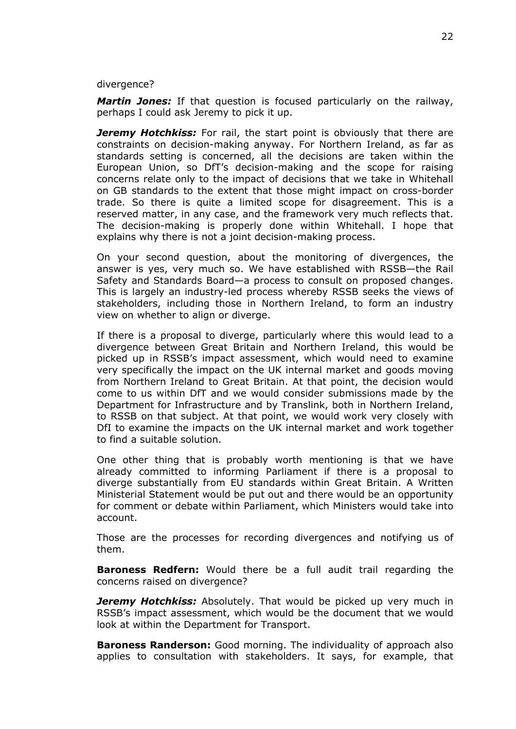divergence?

***Martin Jones:*** If that question is focused particularly on the railway, perhaps I could ask Jeremy to pick it up.

***Jeremy Hotchkiss:*** For rail, the start point is obviously that there are constraints on decision-making anyway. For Northern Ireland, as far as standards setting is concerned, all the decisions are taken within the European Union, so DfT's decision-making and the scope for raising concerns relate only to the impact of decisions that we take in Whitehall on GB standards to the extent that those might impact on cross-border trade. So there is quite a limited scope for disagreement. This is a reserved matter, in any case, and the framework very much reflects that. The decision-making is properly done within Whitehall. I hope that explains why there is not a joint decision-making process.

On your second question, about the monitoring of divergences, the answer is yes, very much so. We have established with RSSB—the Rail Safety and Standards Board—a process to consult on proposed changes. This is largely an industry-led process whereby RSSB seeks the views of stakeholders, including those in Northern Ireland, to form an industry view on whether to align or diverge.

If there is a proposal to diverge, particularly where this would lead to a divergence between Great Britain and Northern Ireland, this would be picked up in RSSB's impact assessment, which would need to examine very specifically the impact on the UK internal market and goods moving from Northern Ireland to Great Britain. At that point, the decision would come to us within DfT and we would consider submissions made by the Department for Infrastructure and by Translink, both in Northern Ireland, to RSSB on that subject. At that point, we would work very closely with DfI to examine the impacts on the UK internal market and work together to find a suitable solution.

One other thing that is probably worth mentioning is that we have already committed to informing Parliament if there is a proposal to diverge substantially from EU standards within Great Britain. A Written Ministerial Statement would be put out and there would be an opportunity for comment or debate within Parliament, which Ministers would take into account.

Those are the processes for recording divergences and notifying us of them.

**Baroness Redfern:** Would there be a full audit trail regarding the concerns raised on divergence?

***Jeremy Hotchkiss:*** Absolutely. That would be picked up very much in RSSB's impact assessment, which would be the document that we would look at within the Department for Transport.

**Baroness Randerson:** Good morning. The individuality of approach also applies to consultation with stakeholders. It says, for example, that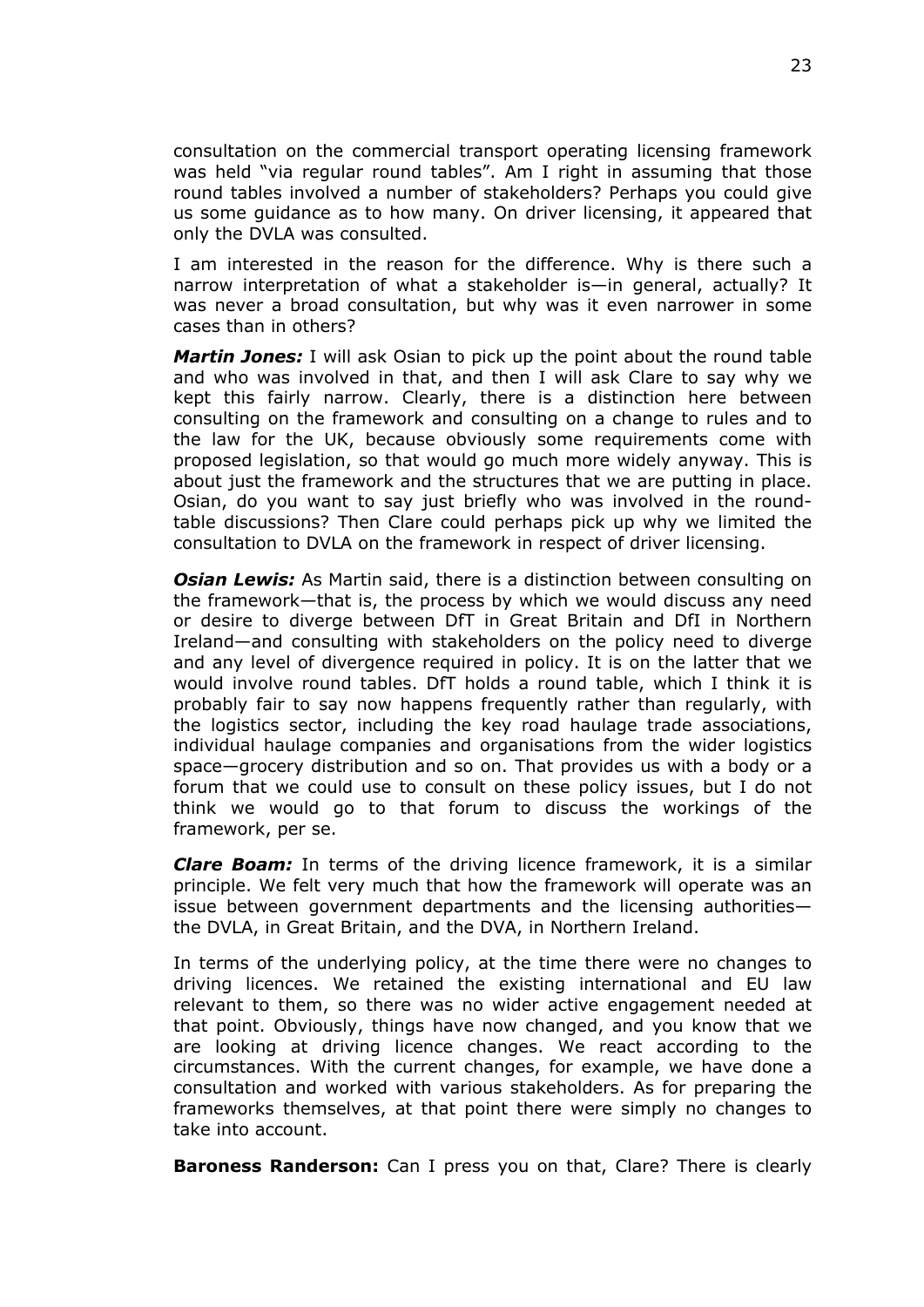consultation on the commercial transport operating licensing framework was held "via regular round tables". Am I right in assuming that those round tables involved a number of stakeholders? Perhaps you could give us some guidance as to how many. On driver licensing, it appeared that only the DVLA was consulted.

I am interested in the reason for the difference. Why is there such a narrow interpretation of what a stakeholder is—in general, actually? It was never a broad consultation, but why was it even narrower in some cases than in others?

***Martin Jones:*** I will ask Osian to pick up the point about the round table and who was involved in that, and then I will ask Clare to say why we kept this fairly narrow. Clearly, there is a distinction here between consulting on the framework and consulting on a change to rules and to the law for the UK, because obviously some requirements come with proposed legislation, so that would go much more widely anyway. This is about just the framework and the structures that we are putting in place. Osian, do you want to say just briefly who was involved in the round-table discussions? Then Clare could perhaps pick up why we limited the consultation to DVLA on the framework in respect of driver licensing.

***Osian Lewis:*** As Martin said, there is a distinction between consulting on the framework—that is, the process by which we would discuss any need or desire to diverge between DfT in Great Britain and DfI in Northern Ireland—and consulting with stakeholders on the policy need to diverge and any level of divergence required in policy. It is on the latter that we would involve round tables. DfT holds a round table, which I think it is probably fair to say now happens frequently rather than regularly, with the logistics sector, including the key road haulage trade associations, individual haulage companies and organisations from the wider logistics space—grocery distribution and so on. That provides us with a body or a forum that we could use to consult on these policy issues, but I do not think we would go to that forum to discuss the workings of the framework, per se.

***Clare Boam:*** In terms of the driving licence framework, it is a similar principle. We felt very much that how the framework will operate was an issue between government departments and the licensing authorities—the DVLA, in Great Britain, and the DVA, in Northern Ireland.

In terms of the underlying policy, at the time there were no changes to driving licences. We retained the existing international and EU law relevant to them, so there was no wider active engagement needed at that point. Obviously, things have now changed, and you know that we are looking at driving licence changes. We react according to the circumstances. With the current changes, for example, we have done a consultation and worked with various stakeholders. As for preparing the frameworks themselves, at that point there were simply no changes to take into account.

**Baroness Randerson:** Can I press you on that, Clare? There is clearly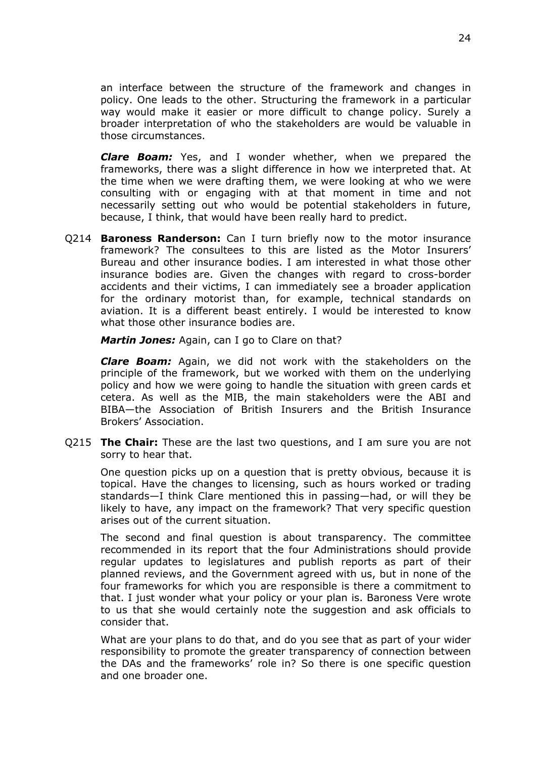an interface between the structure of the framework and changes in policy. One leads to the other. Structuring the framework in a particular way would make it easier or more difficult to change policy. Surely a broader interpretation of who the stakeholders are would be valuable in those circumstances.

***Clare Boam:*** Yes, and I wonder whether, when we prepared the frameworks, there was a slight difference in how we interpreted that. At the time when we were drafting them, we were looking at who we were consulting with or engaging with at that moment in time and not necessarily setting out who would be potential stakeholders in future, because, I think, that would have been really hard to predict.

Q214 **Baroness Randerson:** Can I turn briefly now to the motor insurance framework? The consultees to this are listed as the Motor Insurers' Bureau and other insurance bodies. I am interested in what those other insurance bodies are. Given the changes with regard to cross-border accidents and their victims, I can immediately see a broader application for the ordinary motorist than, for example, technical standards on aviation. It is a different beast entirely. I would be interested to know what those other insurance bodies are.

***Martin Jones:*** Again, can I go to Clare on that?

***Clare Boam:*** Again, we did not work with the stakeholders on the principle of the framework, but we worked with them on the underlying policy and how we were going to handle the situation with green cards et cetera. As well as the MIB, the main stakeholders were the ABI and BIBA—the Association of British Insurers and the British Insurance Brokers' Association.

Q215 **The Chair:** These are the last two questions, and I am sure you are not sorry to hear that.

One question picks up on a question that is pretty obvious, because it is topical. Have the changes to licensing, such as hours worked or trading standards—I think Clare mentioned this in passing—had, or will they be likely to have, any impact on the framework? That very specific question arises out of the current situation.

The second and final question is about transparency. The committee recommended in its report that the four Administrations should provide regular updates to legislatures and publish reports as part of their planned reviews, and the Government agreed with us, but in none of the four frameworks for which you are responsible is there a commitment to that. I just wonder what your policy or your plan is. Baroness Vere wrote to us that she would certainly note the suggestion and ask officials to consider that.

What are your plans to do that, and do you see that as part of your wider responsibility to promote the greater transparency of connection between the DAs and the frameworks' role in? So there is one specific question and one broader one.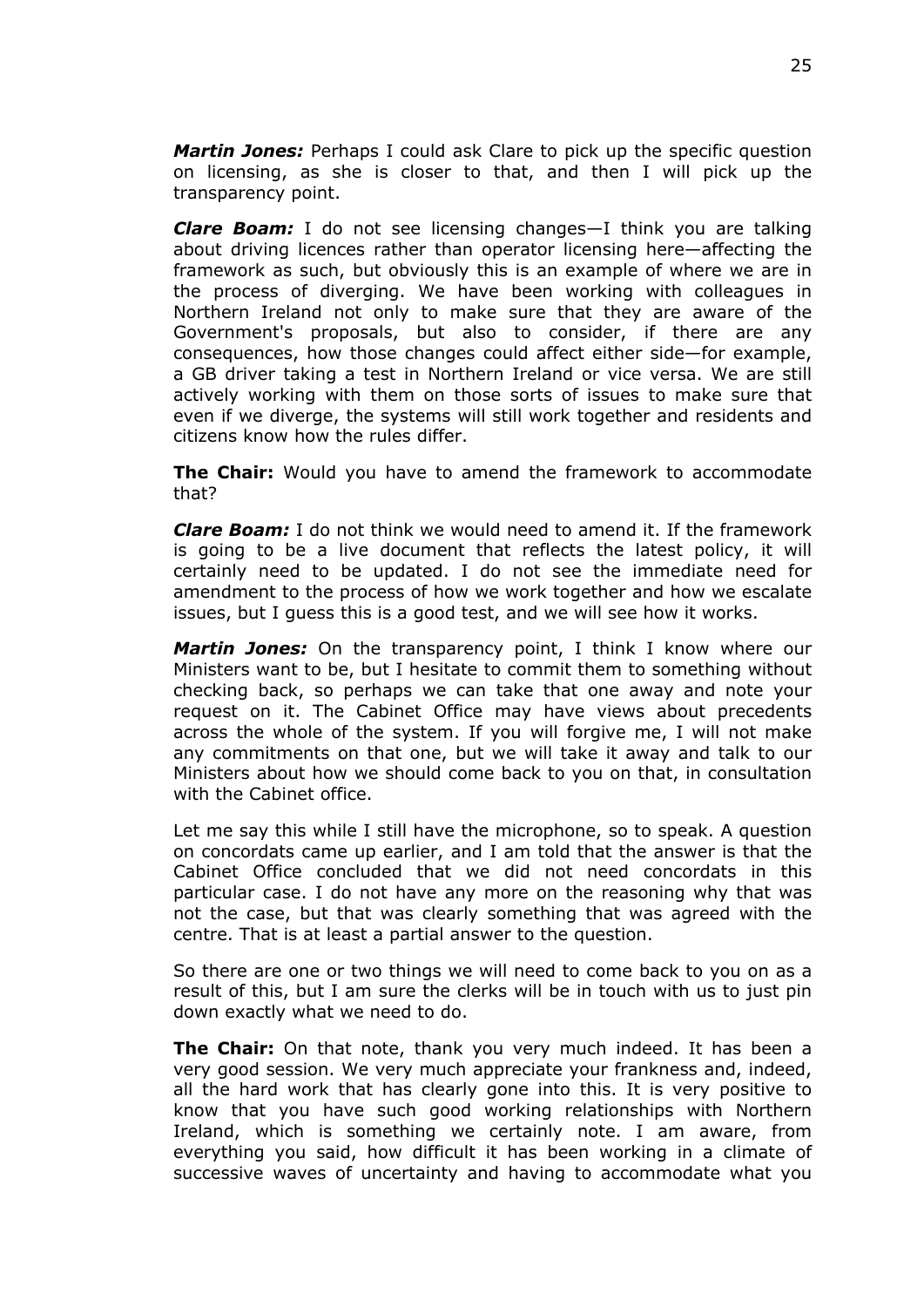***Martin Jones:*** Perhaps I could ask Clare to pick up the specific question on licensing, as she is closer to that, and then I will pick up the transparency point.

***Clare Boam:*** I do not see licensing changes—I think you are talking about driving licences rather than operator licensing here—affecting the framework as such, but obviously this is an example of where we are in the process of diverging. We have been working with colleagues in Northern Ireland not only to make sure that they are aware of the Government's proposals, but also to consider, if there are any consequences, how those changes could affect either side—for example, a GB driver taking a test in Northern Ireland or vice versa. We are still actively working with them on those sorts of issues to make sure that even if we diverge, the systems will still work together and residents and citizens know how the rules differ.

**The Chair:** Would you have to amend the framework to accommodate that?

***Clare Boam:*** I do not think we would need to amend it. If the framework is going to be a live document that reflects the latest policy, it will certainly need to be updated. I do not see the immediate need for amendment to the process of how we work together and how we escalate issues, but I guess this is a good test, and we will see how it works.

***Martin Jones:*** On the transparency point, I think I know where our Ministers want to be, but I hesitate to commit them to something without checking back, so perhaps we can take that one away and note your request on it. The Cabinet Office may have views about precedents across the whole of the system. If you will forgive me, I will not make any commitments on that one, but we will take it away and talk to our Ministers about how we should come back to you on that, in consultation with the Cabinet office.

Let me say this while I still have the microphone, so to speak. A question on concordats came up earlier, and I am told that the answer is that the Cabinet Office concluded that we did not need concordats in this particular case. I do not have any more on the reasoning why that was not the case, but that was clearly something that was agreed with the centre. That is at least a partial answer to the question.

So there are one or two things we will need to come back to you on as a result of this, but I am sure the clerks will be in touch with us to just pin down exactly what we need to do.

**The Chair:** On that note, thank you very much indeed. It has been a very good session. We very much appreciate your frankness and, indeed, all the hard work that has clearly gone into this. It is very positive to know that you have such good working relationships with Northern Ireland, which is something we certainly note. I am aware, from everything you said, how difficult it has been working in a climate of successive waves of uncertainty and having to accommodate what you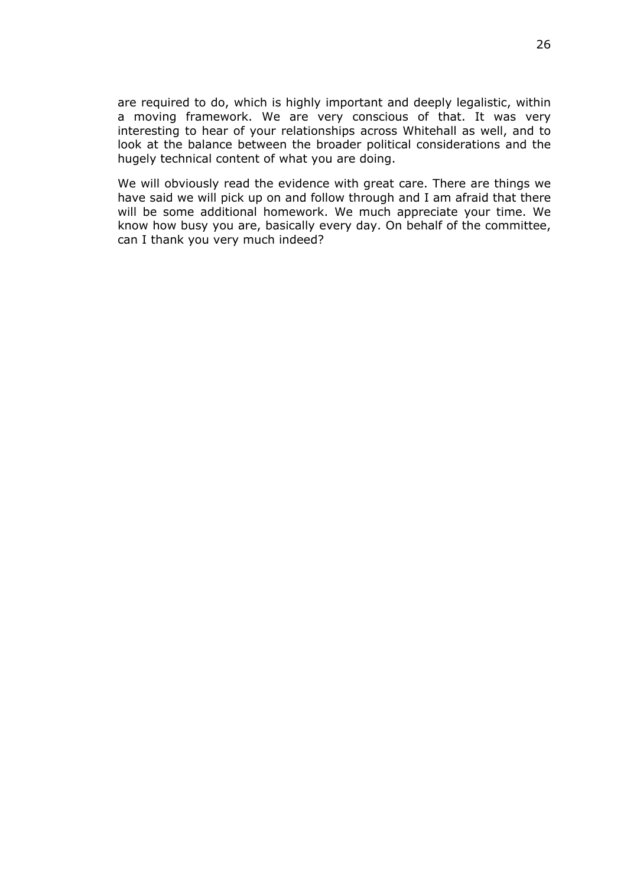are required to do, which is highly important and deeply legalistic, within a moving framework. We are very conscious of that. It was very interesting to hear of your relationships across Whitehall as well, and to look at the balance between the broader political considerations and the hugely technical content of what you are doing.

We will obviously read the evidence with great care. There are things we have said we will pick up on and follow through and I am afraid that there will be some additional homework. We much appreciate your time. We know how busy you are, basically every day. On behalf of the committee, can I thank you very much indeed?